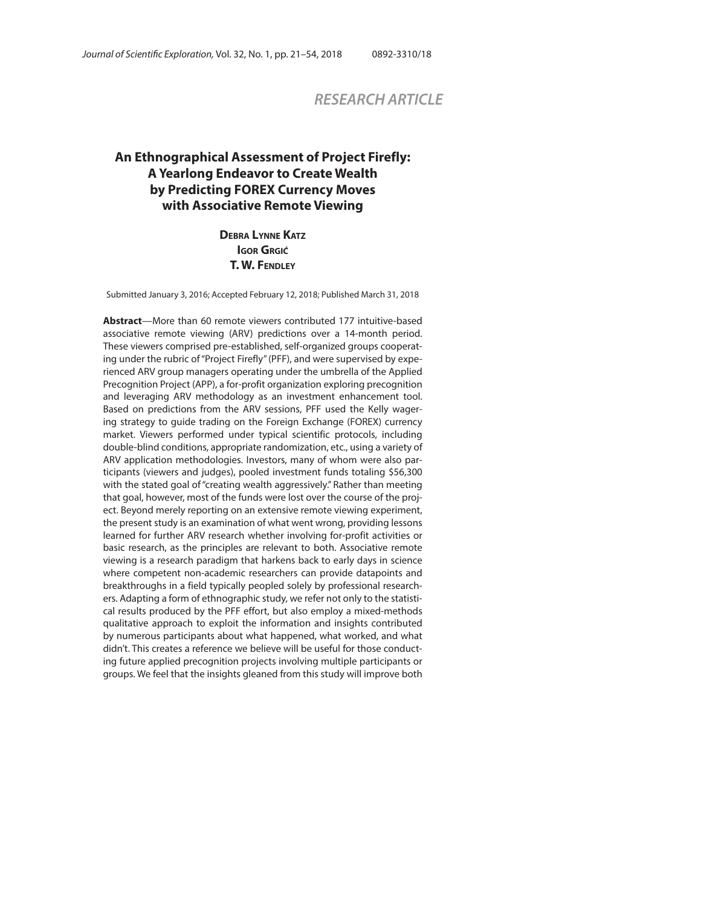RESEARCH ARTICLE

# An Ethnographical Assessment of Project Firefly: A Yearlong Endeavor to Create Wealth by Predicting FOREX Currency Moves with Associative Remote Viewing

**Debra Lynne Katz**
**Igor Grgić**
**T. W. Fendley**

Submitted January 3, 2016; Accepted February 12, 2018; Published March 31, 2018

**Abstract**—More than 60 remote viewers contributed 177 intuitive-based associative remote viewing (ARV) predictions over a 14-month period. These viewers comprised pre-established, self-organized groups cooperating under the rubric of "Project Firefly" (PFF), and were supervised by experienced ARV group managers operating under the umbrella of the Applied Precognition Project (APP), a for-profit organization exploring precognition and leveraging ARV methodology as an investment enhancement tool. Based on predictions from the ARV sessions, PFF used the Kelly wagering strategy to guide trading on the Foreign Exchange (FOREX) currency market. Viewers performed under typical scientific protocols, including double-blind conditions, appropriate randomization, etc., using a variety of ARV application methodologies. Investors, many of whom were also participants (viewers and judges), pooled investment funds totaling $56,300 with the stated goal of "creating wealth aggressively." Rather than meeting that goal, however, most of the funds were lost over the course of the project. Beyond merely reporting on an extensive remote viewing experiment, the present study is an examination of what went wrong, providing lessons learned for further ARV research whether involving for-profit activities or basic research, as the principles are relevant to both. Associative remote viewing is a research paradigm that harkens back to early days in science where competent non-academic researchers can provide datapoints and breakthroughs in a field typically peopled solely by professional researchers. Adapting a form of ethnographic study, we refer not only to the statistical results produced by the PFF effort, but also employ a mixed-methods qualitative approach to exploit the information and insights contributed by numerous participants about what happened, what worked, and what didn't. This creates a reference we believe will be useful for those conducting future applied precognition projects involving multiple participants or groups. We feel that the insights gleaned from this study will improve both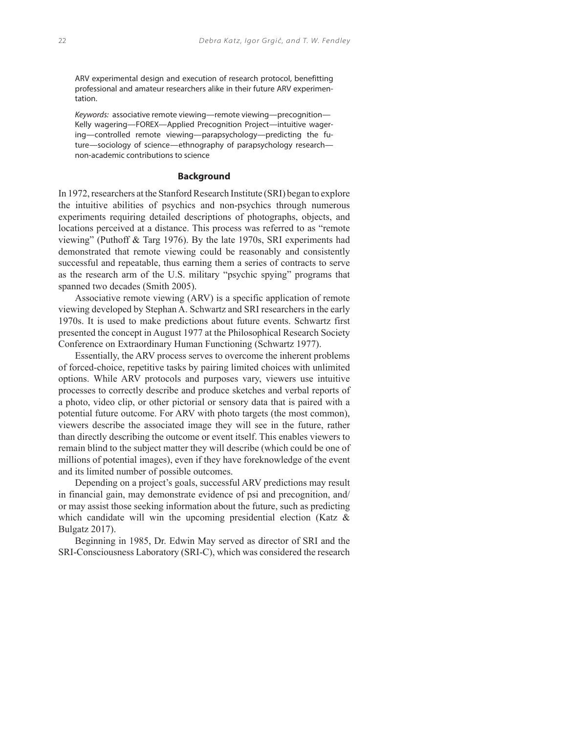ARV experimental design and execution of research protocol, benefitting professional and amateur researchers alike in their future ARV experimentation.

*Keywords:* associative remote viewing—remote viewing—precognition—Kelly wagering—FOREX—Applied Precognition Project—intuitive wagering—controlled remote viewing—parapsychology—predicting the future—sociology of science—ethnography of parapsychology research—non-academic contributions to science

## Background

In 1972, researchers at the Stanford Research Institute (SRI) began to explore the intuitive abilities of psychics and non-psychics through numerous experiments requiring detailed descriptions of photographs, objects, and locations perceived at a distance. This process was referred to as "remote viewing" (Puthoff & Targ 1976). By the late 1970s, SRI experiments had demonstrated that remote viewing could be reasonably and consistently successful and repeatable, thus earning them a series of contracts to serve as the research arm of the U.S. military "psychic spying" programs that spanned two decades (Smith 2005).

Associative remote viewing (ARV) is a specific application of remote viewing developed by Stephan A. Schwartz and SRI researchers in the early 1970s. It is used to make predictions about future events. Schwartz first presented the concept in August 1977 at the Philosophical Research Society Conference on Extraordinary Human Functioning (Schwartz 1977).

Essentially, the ARV process serves to overcome the inherent problems of forced-choice, repetitive tasks by pairing limited choices with unlimited options. While ARV protocols and purposes vary, viewers use intuitive processes to correctly describe and produce sketches and verbal reports of a photo, video clip, or other pictorial or sensory data that is paired with a potential future outcome. For ARV with photo targets (the most common), viewers describe the associated image they will see in the future, rather than directly describing the outcome or event itself. This enables viewers to remain blind to the subject matter they will describe (which could be one of millions of potential images), even if they have foreknowledge of the event and its limited number of possible outcomes.

Depending on a project's goals, successful ARV predictions may result in financial gain, may demonstrate evidence of psi and precognition, and/or may assist those seeking information about the future, such as predicting which candidate will win the upcoming presidential election (Katz & Bulgatz 2017).

Beginning in 1985, Dr. Edwin May served as director of SRI and the SRI-Consciousness Laboratory (SRI-C), which was considered the research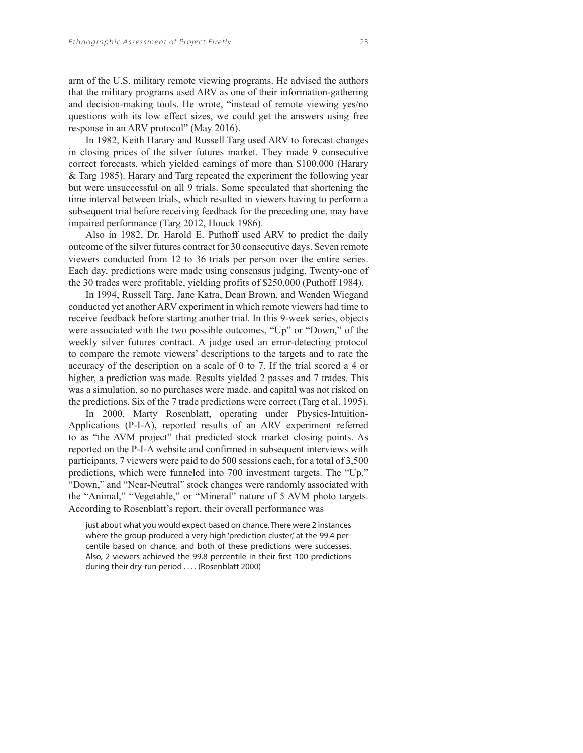arm of the U.S. military remote viewing programs. He advised the authors that the military programs used ARV as one of their information-gathering and decision-making tools. He wrote, "instead of remote viewing yes/no questions with its low effect sizes, we could get the answers using free response in an ARV protocol" (May 2016).

In 1982, Keith Harary and Russell Targ used ARV to forecast changes in closing prices of the silver futures market. They made 9 consecutive correct forecasts, which yielded earnings of more than $100,000 (Harary & Targ 1985). Harary and Targ repeated the experiment the following year but were unsuccessful on all 9 trials. Some speculated that shortening the time interval between trials, which resulted in viewers having to perform a subsequent trial before receiving feedback for the preceding one, may have impaired performance (Targ 2012, Houck 1986).

Also in 1982, Dr. Harold E. Puthoff used ARV to predict the daily outcome of the silver futures contract for 30 consecutive days. Seven remote viewers conducted from 12 to 36 trials per person over the entire series. Each day, predictions were made using consensus judging. Twenty-one of the 30 trades were profitable, yielding profits of $250,000 (Puthoff 1984).

In 1994, Russell Targ, Jane Katra, Dean Brown, and Wenden Wiegand conducted yet another ARV experiment in which remote viewers had time to receive feedback before starting another trial. In this 9-week series, objects were associated with the two possible outcomes, "Up" or "Down," of the weekly silver futures contract. A judge used an error-detecting protocol to compare the remote viewers' descriptions to the targets and to rate the accuracy of the description on a scale of 0 to 7. If the trial scored a 4 or higher, a prediction was made. Results yielded 2 passes and 7 trades. This was a simulation, so no purchases were made, and capital was not risked on the predictions. Six of the 7 trade predictions were correct (Targ et al. 1995).

In 2000, Marty Rosenblatt, operating under Physics-Intuition-Applications (P-I-A), reported results of an ARV experiment referred to as "the AVM project" that predicted stock market closing points. As reported on the P-I-A website and confirmed in subsequent interviews with participants, 7 viewers were paid to do 500 sessions each, for a total of 3,500 predictions, which were funneled into 700 investment targets. The "Up," "Down," and "Near-Neutral" stock changes were randomly associated with the "Animal," "Vegetable," or "Mineral" nature of 5 AVM photo targets. According to Rosenblatt's report, their overall performance was

> just about what you would expect based on chance. There were 2 instances where the group produced a very high 'prediction cluster,' at the 99.4 percentile based on chance, and both of these predictions were successes. Also, 2 viewers achieved the 99.8 percentile in their first 100 predictions during their dry-run period . . . . (Rosenblatt 2000)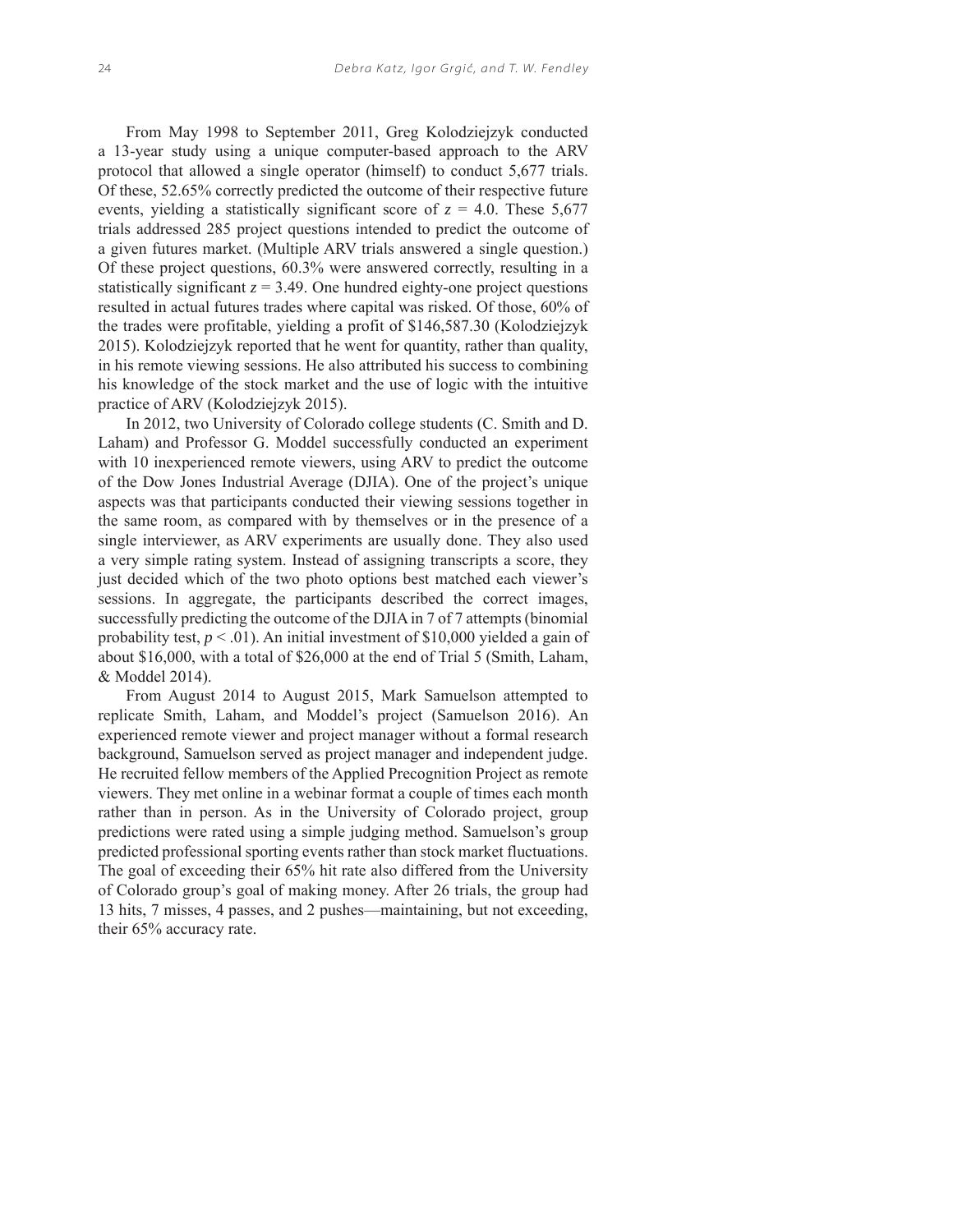From May 1998 to September 2011, Greg Kolodziejzyk conducted a 13-year study using a unique computer-based approach to the ARV protocol that allowed a single operator (himself) to conduct 5,677 trials. Of these, 52.65% correctly predicted the outcome of their respective future events, yielding a statistically significant score of $z = 4.0$. These 5,677 trials addressed 285 project questions intended to predict the outcome of a given futures market. (Multiple ARV trials answered a single question.) Of these project questions, 60.3% were answered correctly, resulting in a statistically significant $z = 3.49$. One hundred eighty-one project questions resulted in actual futures trades where capital was risked. Of those, 60% of the trades were profitable, yielding a profit of $146,587.30 (Kolodziejzyk 2015). Kolodziejzyk reported that he went for quantity, rather than quality, in his remote viewing sessions. He also attributed his success to combining his knowledge of the stock market and the use of logic with the intuitive practice of ARV (Kolodziejzyk 2015).

In 2012, two University of Colorado college students (C. Smith and D. Laham) and Professor G. Moddel successfully conducted an experiment with 10 inexperienced remote viewers, using ARV to predict the outcome of the Dow Jones Industrial Average (DJIA). One of the project's unique aspects was that participants conducted their viewing sessions together in the same room, as compared with by themselves or in the presence of a single interviewer, as ARV experiments are usually done. They also used a very simple rating system. Instead of assigning transcripts a score, they just decided which of the two photo options best matched each viewer's sessions. In aggregate, the participants described the correct images, successfully predicting the outcome of the DJIA in 7 of 7 attempts (binomial probability test, $p < .01$). An initial investment of $10,000 yielded a gain of about $16,000, with a total of $26,000 at the end of Trial 5 (Smith, Laham, & Moddel 2014).

From August 2014 to August 2015, Mark Samuelson attempted to replicate Smith, Laham, and Moddel's project (Samuelson 2016). An experienced remote viewer and project manager without a formal research background, Samuelson served as project manager and independent judge. He recruited fellow members of the Applied Precognition Project as remote viewers. They met online in a webinar format a couple of times each month rather than in person. As in the University of Colorado project, group predictions were rated using a simple judging method. Samuelson's group predicted professional sporting events rather than stock market fluctuations. The goal of exceeding their 65% hit rate also differed from the University of Colorado group's goal of making money. After 26 trials, the group had 13 hits, 7 misses, 4 passes, and 2 pushes—maintaining, but not exceeding, their 65% accuracy rate.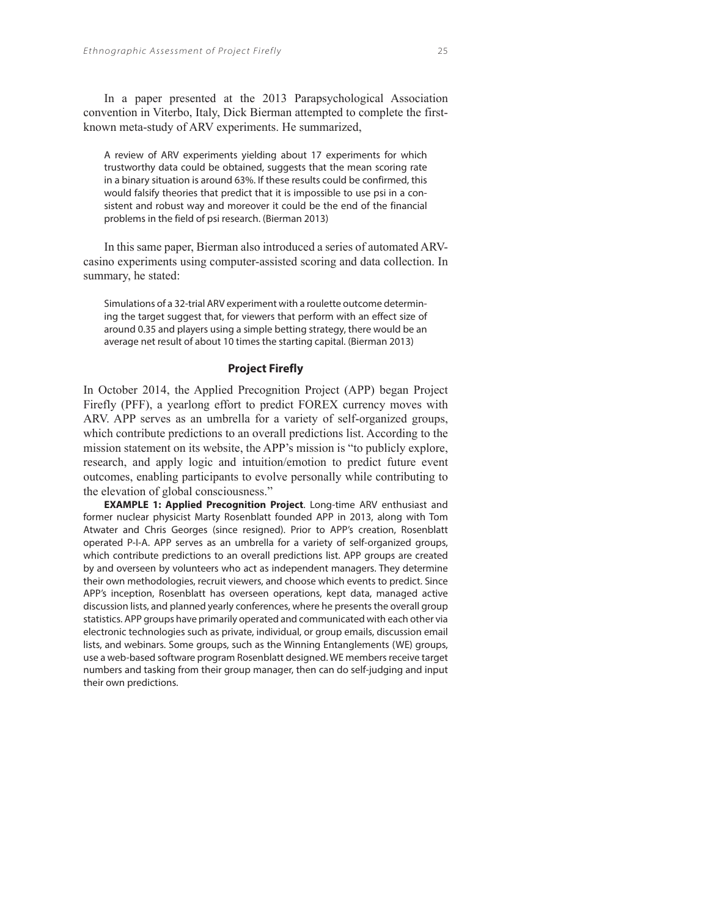In a paper presented at the 2013 Parapsychological Association convention in Viterbo, Italy, Dick Bierman attempted to complete the first-known meta-study of ARV experiments. He summarized,

> A review of ARV experiments yielding about 17 experiments for which trustworthy data could be obtained, suggests that the mean scoring rate in a binary situation is around 63%. If these results could be confirmed, this would falsify theories that predict that it is impossible to use psi in a consistent and robust way and moreover it could be the end of the financial problems in the field of psi research. (Bierman 2013)

In this same paper, Bierman also introduced a series of automated ARV-casino experiments using computer-assisted scoring and data collection. In summary, he stated:

> Simulations of a 32-trial ARV experiment with a roulette outcome determining the target suggest that, for viewers that perform with an effect size of around 0.35 and players using a simple betting strategy, there would be an average net result of about 10 times the starting capital. (Bierman 2013)

### Project Firefly

In October 2014, the Applied Precognition Project (APP) began Project Firefly (PFF), a yearlong effort to predict FOREX currency moves with ARV. APP serves as an umbrella for a variety of self-organized groups, which contribute predictions to an overall predictions list. According to the mission statement on its website, the APP's mission is "to publicly explore, research, and apply logic and intuition/emotion to predict future event outcomes, enabling participants to evolve personally while contributing to the elevation of global consciousness."

**EXAMPLE 1: Applied Precognition Project**. Long-time ARV enthusiast and former nuclear physicist Marty Rosenblatt founded APP in 2013, along with Tom Atwater and Chris Georges (since resigned). Prior to APP's creation, Rosenblatt operated P-I-A. APP serves as an umbrella for a variety of self-organized groups, which contribute predictions to an overall predictions list. APP groups are created by and overseen by volunteers who act as independent managers. They determine their own methodologies, recruit viewers, and choose which events to predict. Since APP's inception, Rosenblatt has overseen operations, kept data, managed active discussion lists, and planned yearly conferences, where he presents the overall group statistics. APP groups have primarily operated and communicated with each other via electronic technologies such as private, individual, or group emails, discussion email lists, and webinars. Some groups, such as the Winning Entanglements (WE) groups, use a web-based software program Rosenblatt designed. WE members receive target numbers and tasking from their group manager, then can do self-judging and input their own predictions.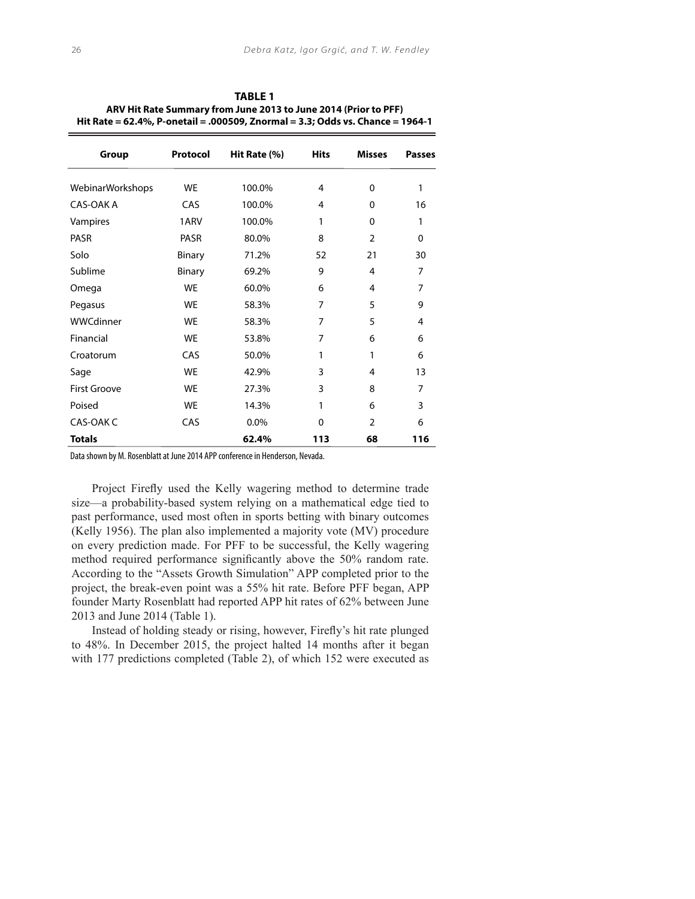**TABLE 1**
**ARV Hit Rate Summary from June 2013 to June 2014 (Prior to PFF)**
**Hit Rate = 62.4%, P-onetail = .000509, Znormal = 3.3; Odds vs. Chance = 1964-1**

| Group | Protocol | Hit Rate (%) | Hits | Misses | Passes |
|---|---|---|---|---|---|
| WebinarWorkshops | WE | 100.0% | 4 | 0 | 1 |
| CAS-OAK A | CAS | 100.0% | 4 | 0 | 16 |
| Vampires | 1ARV | 100.0% | 1 | 0 | 1 |
| PASR | PASR | 80.0% | 8 | 2 | 0 |
| Solo | Binary | 71.2% | 52 | 21 | 30 |
| Sublime | Binary | 69.2% | 9 | 4 | 7 |
| Omega | WE | 60.0% | 6 | 4 | 7 |
| Pegasus | WE | 58.3% | 7 | 5 | 9 |
| WWCdinner | WE | 58.3% | 7 | 5 | 4 |
| Financial | WE | 53.8% | 7 | 6 | 6 |
| Croatorum | CAS | 50.0% | 1 | 1 | 6 |
| Sage | WE | 42.9% | 3 | 4 | 13 |
| First Groove | WE | 27.3% | 3 | 8 | 7 |
| Poised | WE | 14.3% | 1 | 6 | 3 |
| CAS-OAK C | CAS | 0.0% | 0 | 2 | 6 |
| **Totals** | | **62.4%** | **113** | **68** | **116** |

Data shown by M. Rosenblatt at June 2014 APP conference in Henderson, Nevada.

Project Firefly used the Kelly wagering method to determine trade size—a probability-based system relying on a mathematical edge tied to past performance, used most often in sports betting with binary outcomes (Kelly 1956). The plan also implemented a majority vote (MV) procedure on every prediction made. For PFF to be successful, the Kelly wagering method required performance significantly above the 50% random rate. According to the "Assets Growth Simulation" APP completed prior to the project, the break-even point was a 55% hit rate. Before PFF began, APP founder Marty Rosenblatt had reported APP hit rates of 62% between June 2013 and June 2014 (Table 1).

Instead of holding steady or rising, however, Firefly's hit rate plunged to 48%. In December 2015, the project halted 14 months after it began with 177 predictions completed (Table 2), of which 152 were executed as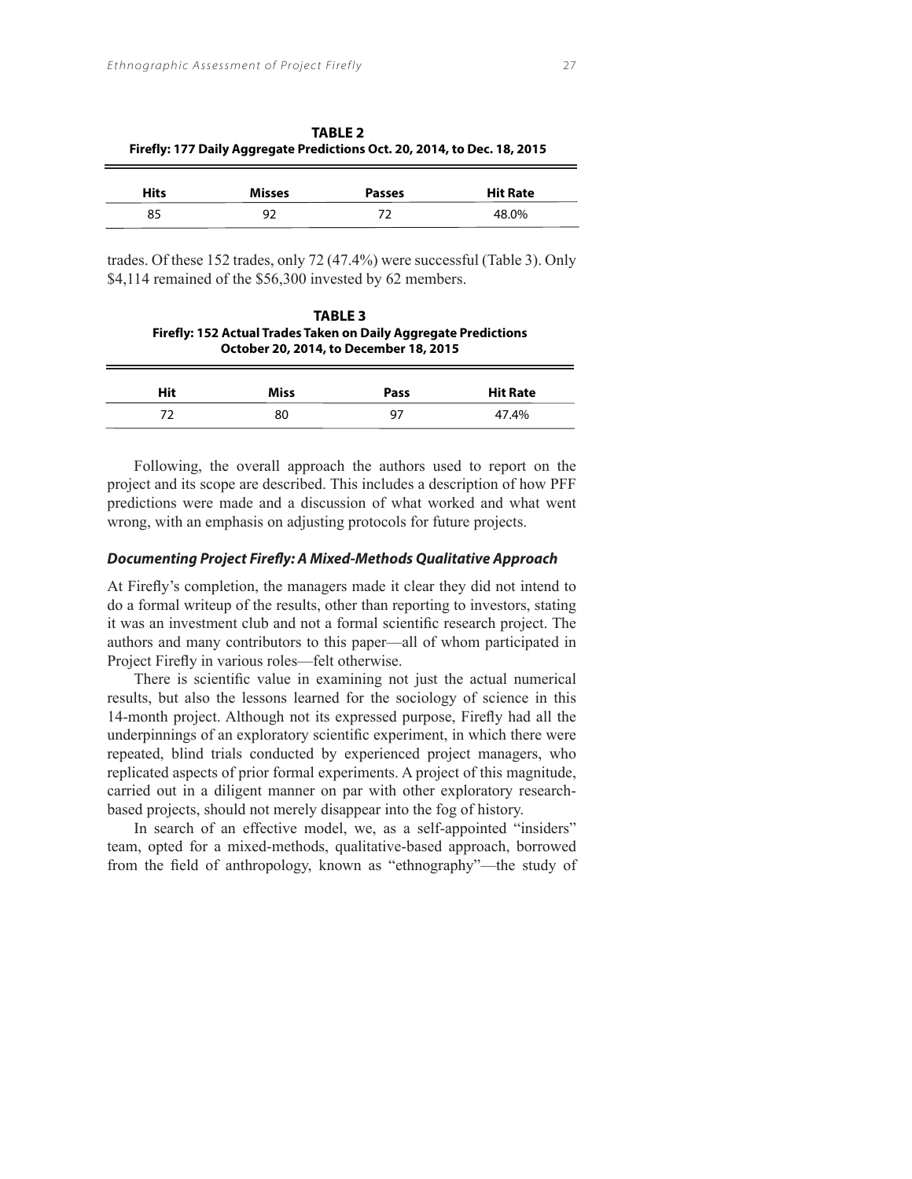**TABLE 2**
**Firefly: 177 Daily Aggregate Predictions Oct. 20, 2014, to Dec. 18, 2015**

| Hits | Misses | Passes | Hit Rate |
|---|---|---|---|
| 85 | 92 | 72 | 48.0% |

trades. Of these 152 trades, only 72 (47.4%) were successful (Table 3). Only $4,114 remained of the $56,300 invested by 62 members.

**TABLE 3**
**Firefly: 152 Actual Trades Taken on Daily Aggregate Predictions October 20, 2014, to December 18, 2015**

| Hit | Miss | Pass | Hit Rate |
|---|---|---|---|
| 72 | 80 | 97 | 47.4% |

Following, the overall approach the authors used to report on the project and its scope are described. This includes a description of how PFF predictions were made and a discussion of what worked and what went wrong, with an emphasis on adjusting protocols for future projects.

### *Documenting Project Firefly: A Mixed-Methods Qualitative Approach*

At Firefly's completion, the managers made it clear they did not intend to do a formal writeup of the results, other than reporting to investors, stating it was an investment club and not a formal scientific research project. The authors and many contributors to this paper—all of whom participated in Project Firefly in various roles—felt otherwise.

There is scientific value in examining not just the actual numerical results, but also the lessons learned for the sociology of science in this 14-month project. Although not its expressed purpose, Firefly had all the underpinnings of an exploratory scientific experiment, in which there were repeated, blind trials conducted by experienced project managers, who replicated aspects of prior formal experiments. A project of this magnitude, carried out in a diligent manner on par with other exploratory research-based projects, should not merely disappear into the fog of history.

In search of an effective model, we, as a self-appointed "insiders" team, opted for a mixed-methods, qualitative-based approach, borrowed from the field of anthropology, known as "ethnography"—the study of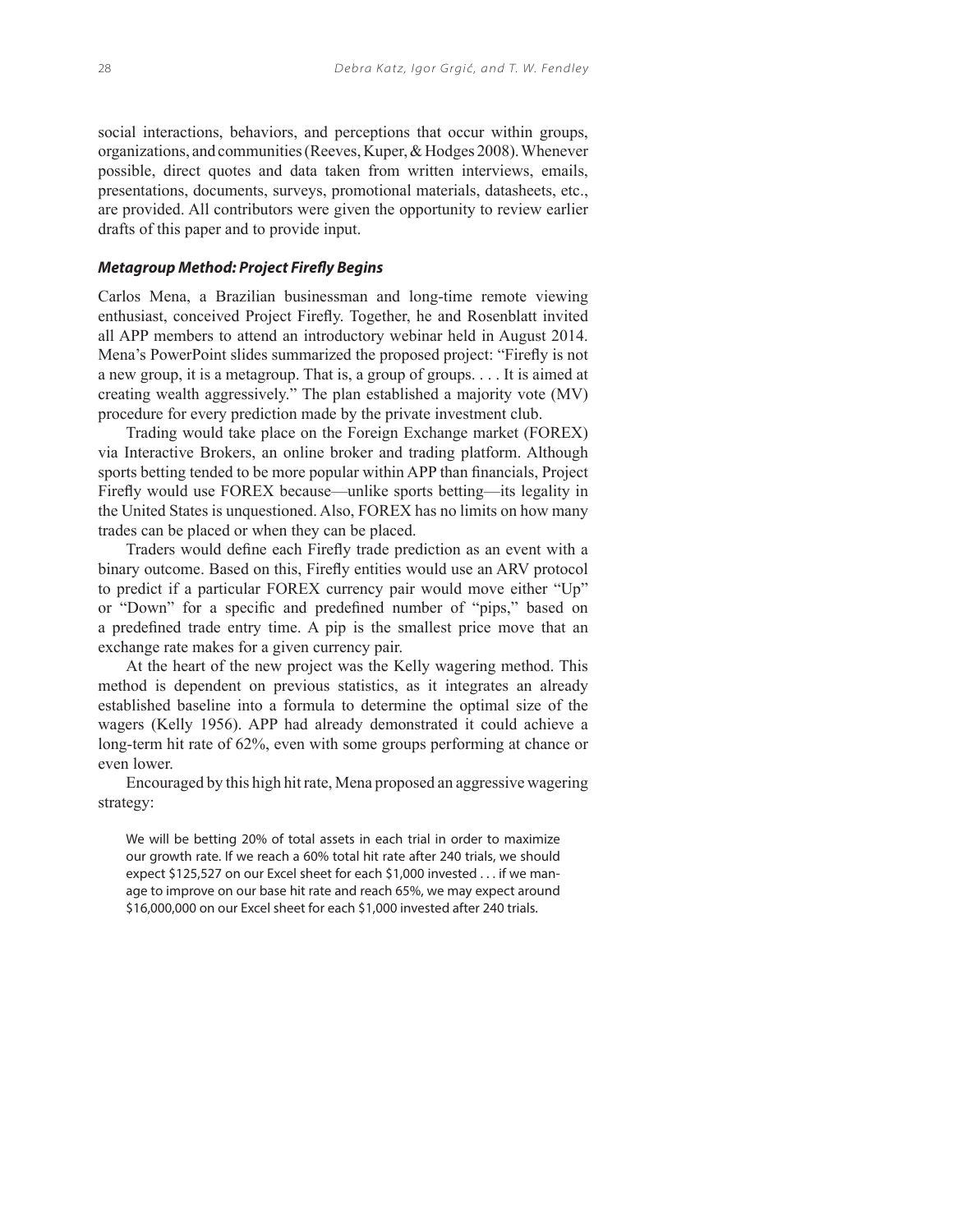social interactions, behaviors, and perceptions that occur within groups, organizations, and communities (Reeves, Kuper, & Hodges 2008). Whenever possible, direct quotes and data taken from written interviews, emails, presentations, documents, surveys, promotional materials, datasheets, etc., are provided. All contributors were given the opportunity to review earlier drafts of this paper and to provide input.

### *Metagroup Method: Project Firefly Begins*

Carlos Mena, a Brazilian businessman and long-time remote viewing enthusiast, conceived Project Firefly. Together, he and Rosenblatt invited all APP members to attend an introductory webinar held in August 2014. Mena's PowerPoint slides summarized the proposed project: "Firefly is not a new group, it is a metagroup. That is, a group of groups. . . . It is aimed at creating wealth aggressively." The plan established a majority vote (MV) procedure for every prediction made by the private investment club.

Trading would take place on the Foreign Exchange market (FOREX) via Interactive Brokers, an online broker and trading platform. Although sports betting tended to be more popular within APP than financials, Project Firefly would use FOREX because—unlike sports betting—its legality in the United States is unquestioned. Also, FOREX has no limits on how many trades can be placed or when they can be placed.

Traders would define each Firefly trade prediction as an event with a binary outcome. Based on this, Firefly entities would use an ARV protocol to predict if a particular FOREX currency pair would move either "Up" or "Down" for a specific and predefined number of "pips," based on a predefined trade entry time. A pip is the smallest price move that an exchange rate makes for a given currency pair.

At the heart of the new project was the Kelly wagering method. This method is dependent on previous statistics, as it integrates an already established baseline into a formula to determine the optimal size of the wagers (Kelly 1956). APP had already demonstrated it could achieve a long-term hit rate of 62%, even with some groups performing at chance or even lower.

Encouraged by this high hit rate, Mena proposed an aggressive wagering strategy:

> We will be betting 20% of total assets in each trial in order to maximize our growth rate. If we reach a 60% total hit rate after 240 trials, we should expect $125,527 on our Excel sheet for each $1,000 invested . . . if we manage to improve on our base hit rate and reach 65%, we may expect around $16,000,000 on our Excel sheet for each $1,000 invested after 240 trials.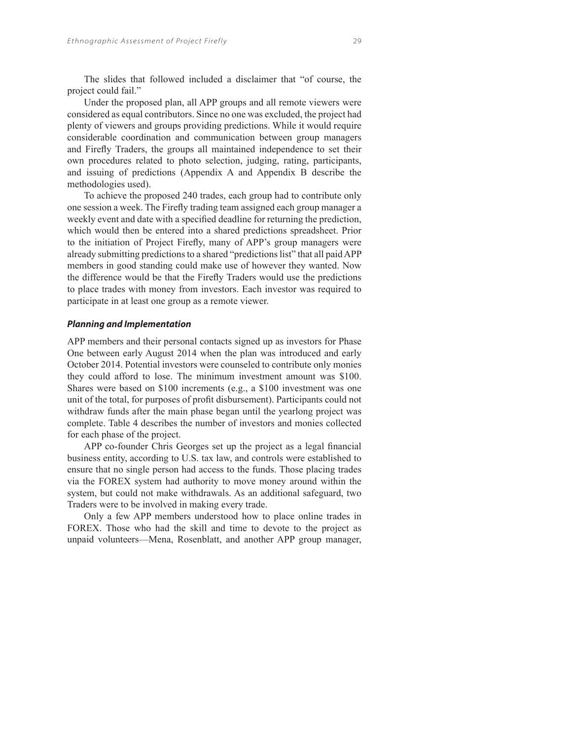The slides that followed included a disclaimer that "of course, the project could fail."

Under the proposed plan, all APP groups and all remote viewers were considered as equal contributors. Since no one was excluded, the project had plenty of viewers and groups providing predictions. While it would require considerable coordination and communication between group managers and Firefly Traders, the groups all maintained independence to set their own procedures related to photo selection, judging, rating, participants, and issuing of predictions (Appendix A and Appendix B describe the methodologies used).

To achieve the proposed 240 trades, each group had to contribute only one session a week. The Firefly trading team assigned each group manager a weekly event and date with a specified deadline for returning the prediction, which would then be entered into a shared predictions spreadsheet. Prior to the initiation of Project Firefly, many of APP's group managers were already submitting predictions to a shared "predictions list" that all paid APP members in good standing could make use of however they wanted. Now the difference would be that the Firefly Traders would use the predictions to place trades with money from investors. Each investor was required to participate in at least one group as a remote viewer.

### *Planning and Implementation*

APP members and their personal contacts signed up as investors for Phase One between early August 2014 when the plan was introduced and early October 2014. Potential investors were counseled to contribute only monies they could afford to lose. The minimum investment amount was $100. Shares were based on $100 increments (e.g., a $100 investment was one unit of the total, for purposes of profit disbursement). Participants could not withdraw funds after the main phase began until the yearlong project was complete. Table 4 describes the number of investors and monies collected for each phase of the project.

APP co-founder Chris Georges set up the project as a legal financial business entity, according to U.S. tax law, and controls were established to ensure that no single person had access to the funds. Those placing trades via the FOREX system had authority to move money around within the system, but could not make withdrawals. As an additional safeguard, two Traders were to be involved in making every trade.

Only a few APP members understood how to place online trades in FOREX. Those who had the skill and time to devote to the project as unpaid volunteers—Mena, Rosenblatt, and another APP group manager,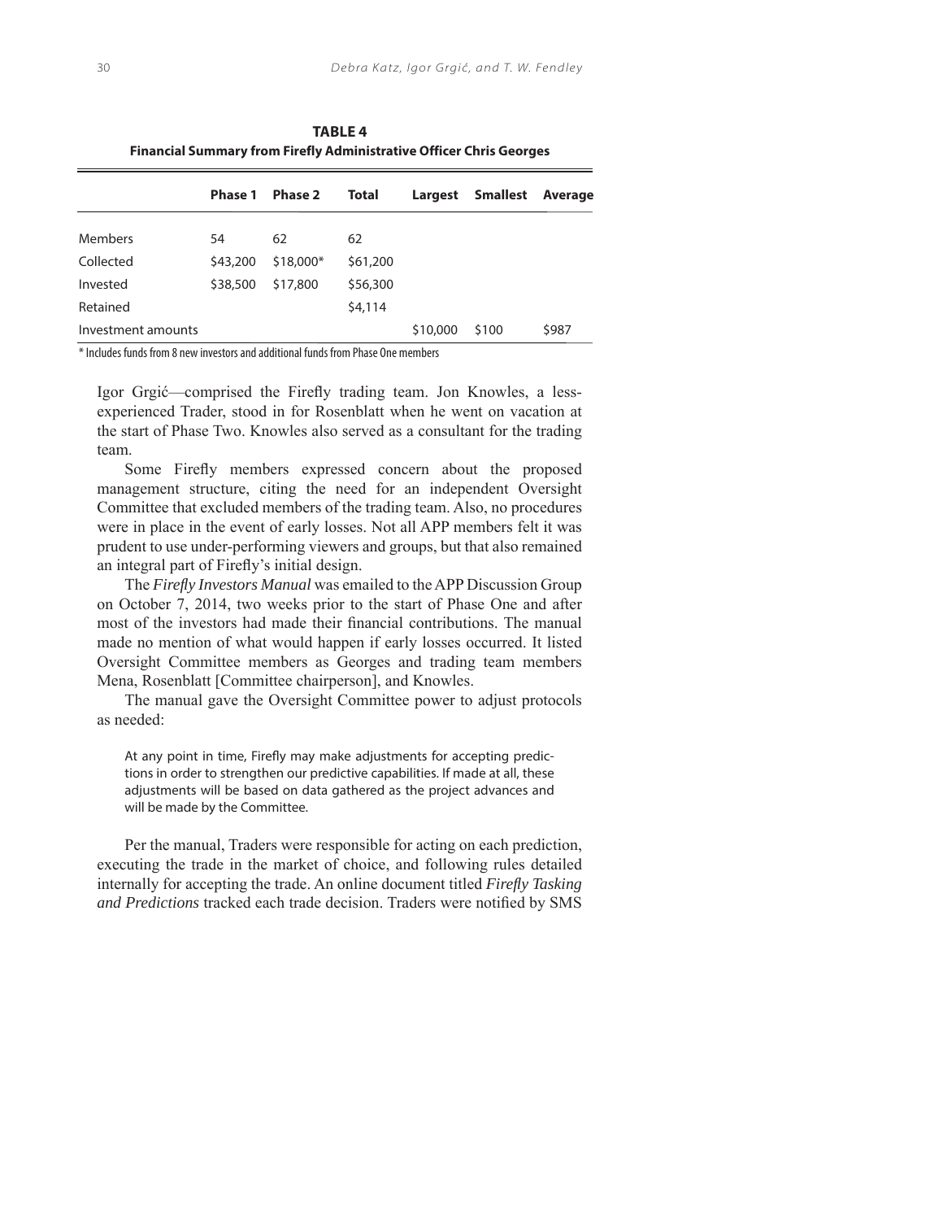**TABLE 4**
**Financial Summary from Firefly Administrative Officer Chris Georges**

| | Phase 1 | Phase 2 | Total | Largest | Smallest | Average |
|---|---|---|---|---|---|---|
| Members | 54 | 62 | 62 | | | |
| Collected | $43,200 | $18,000* | $61,200 | | | |
| Invested | $38,500 | $17,800 | $56,300 | | | |
| Retained | | | $4,114 | | | |
| Investment amounts | | | | $10,000 | $100 | $987 |

* Includes funds from 8 new investors and additional funds from Phase One members

Igor Grgić—comprised the Firefly trading team. Jon Knowles, a less-experienced Trader, stood in for Rosenblatt when he went on vacation at the start of Phase Two. Knowles also served as a consultant for the trading team.

Some Firefly members expressed concern about the proposed management structure, citing the need for an independent Oversight Committee that excluded members of the trading team. Also, no procedures were in place in the event of early losses. Not all APP members felt it was prudent to use under-performing viewers and groups, but that also remained an integral part of Firefly's initial design.

The *Firefly Investors Manual* was emailed to the APP Discussion Group on October 7, 2014, two weeks prior to the start of Phase One and after most of the investors had made their financial contributions. The manual made no mention of what would happen if early losses occurred. It listed Oversight Committee members as Georges and trading team members Mena, Rosenblatt [Committee chairperson], and Knowles.

The manual gave the Oversight Committee power to adjust protocols as needed:

> At any point in time, Firefly may make adjustments for accepting predictions in order to strengthen our predictive capabilities. If made at all, these adjustments will be based on data gathered as the project advances and will be made by the Committee.

Per the manual, Traders were responsible for acting on each prediction, executing the trade in the market of choice, and following rules detailed internally for accepting the trade. An online document titled *Firefly Tasking and Predictions* tracked each trade decision. Traders were notified by SMS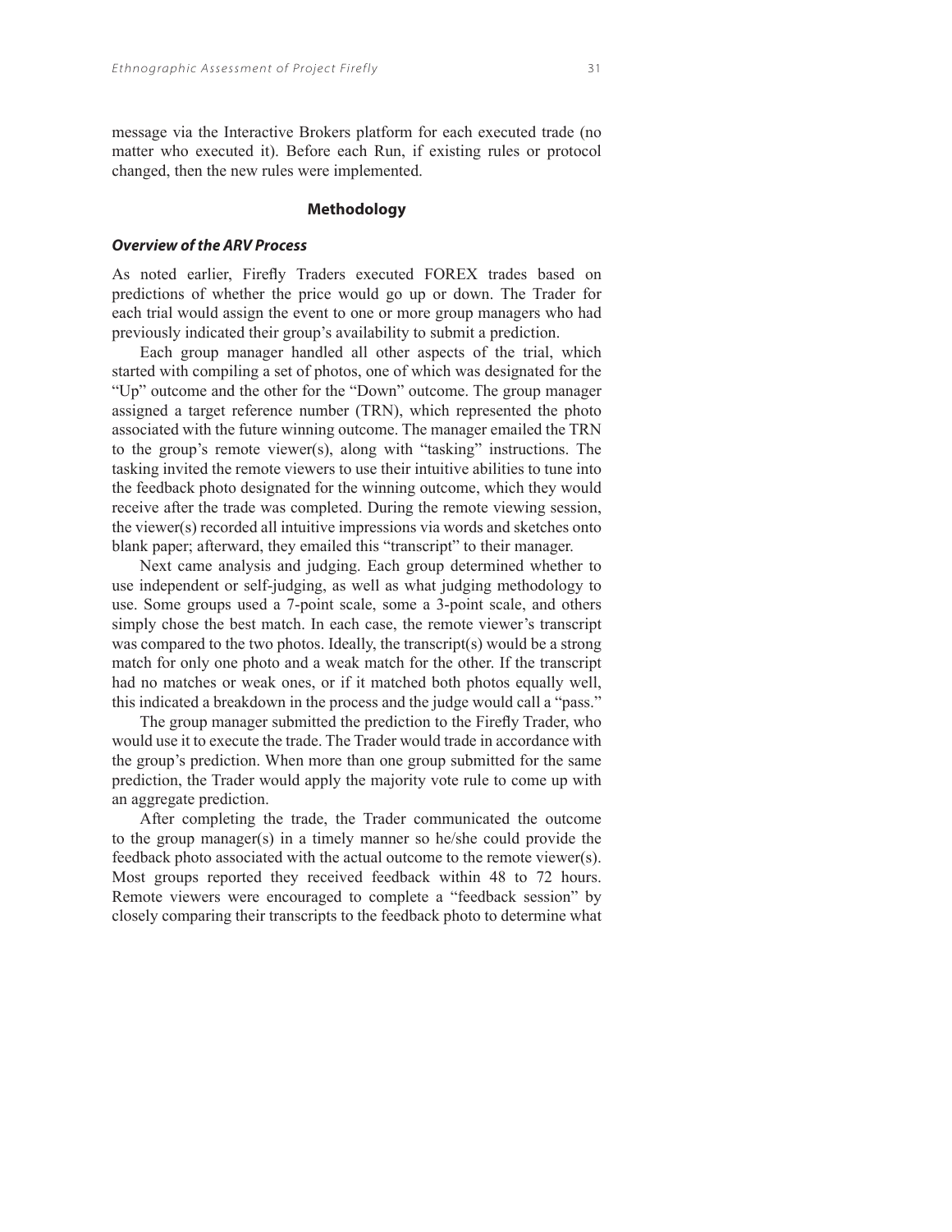message via the Interactive Brokers platform for each executed trade (no matter who executed it). Before each Run, if existing rules or protocol changed, then the new rules were implemented.

## Methodology

### *Overview of the ARV Process*

As noted earlier, Firefly Traders executed FOREX trades based on predictions of whether the price would go up or down. The Trader for each trial would assign the event to one or more group managers who had previously indicated their group's availability to submit a prediction.

Each group manager handled all other aspects of the trial, which started with compiling a set of photos, one of which was designated for the "Up" outcome and the other for the "Down" outcome. The group manager assigned a target reference number (TRN), which represented the photo associated with the future winning outcome. The manager emailed the TRN to the group's remote viewer(s), along with "tasking" instructions. The tasking invited the remote viewers to use their intuitive abilities to tune into the feedback photo designated for the winning outcome, which they would receive after the trade was completed. During the remote viewing session, the viewer(s) recorded all intuitive impressions via words and sketches onto blank paper; afterward, they emailed this "transcript" to their manager.

Next came analysis and judging. Each group determined whether to use independent or self-judging, as well as what judging methodology to use. Some groups used a 7-point scale, some a 3-point scale, and others simply chose the best match. In each case, the remote viewer's transcript was compared to the two photos. Ideally, the transcript(s) would be a strong match for only one photo and a weak match for the other. If the transcript had no matches or weak ones, or if it matched both photos equally well, this indicated a breakdown in the process and the judge would call a "pass."

The group manager submitted the prediction to the Firefly Trader, who would use it to execute the trade. The Trader would trade in accordance with the group's prediction. When more than one group submitted for the same prediction, the Trader would apply the majority vote rule to come up with an aggregate prediction.

After completing the trade, the Trader communicated the outcome to the group manager(s) in a timely manner so he/she could provide the feedback photo associated with the actual outcome to the remote viewer(s). Most groups reported they received feedback within 48 to 72 hours. Remote viewers were encouraged to complete a "feedback session" by closely comparing their transcripts to the feedback photo to determine what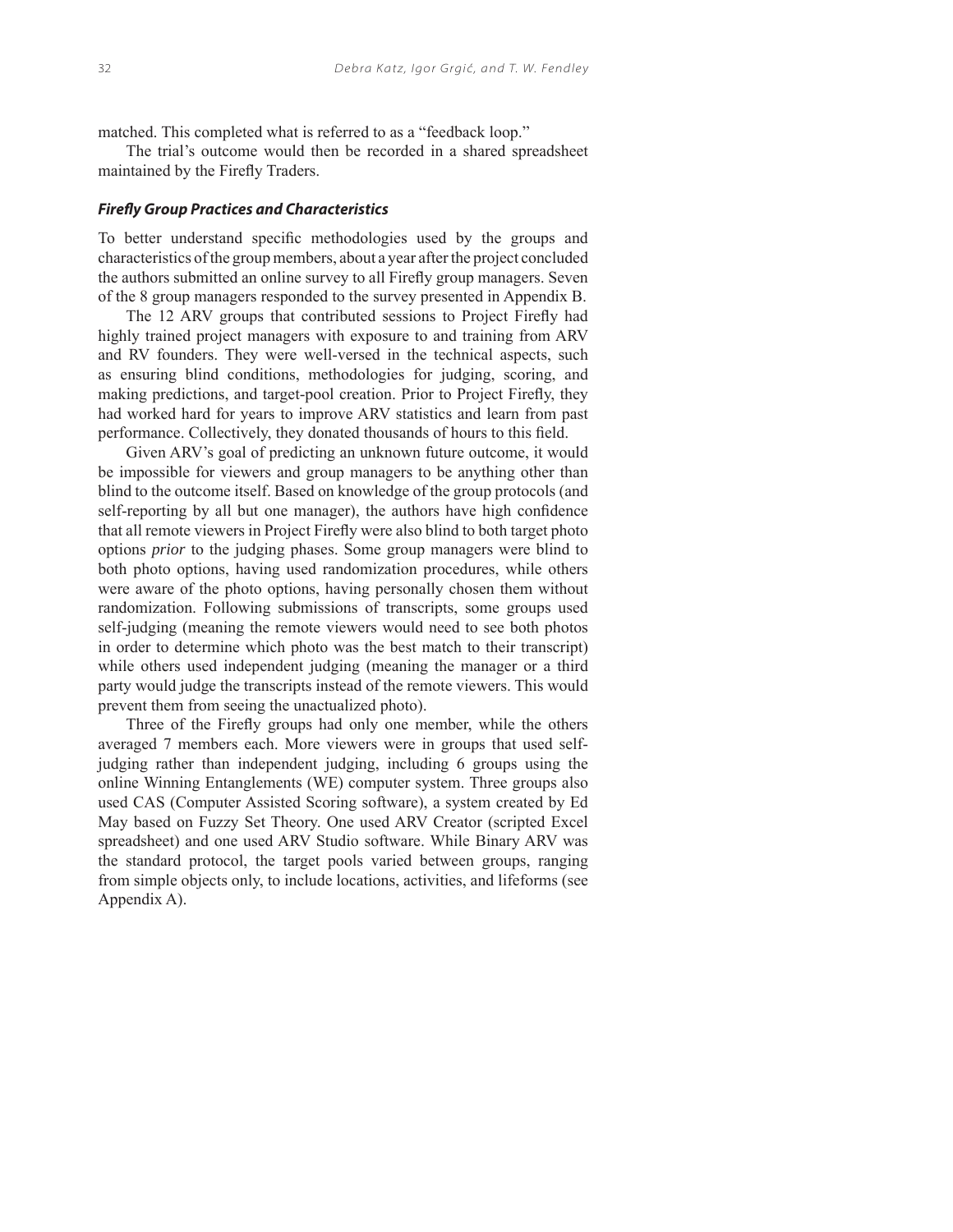matched. This completed what is referred to as a "feedback loop."

The trial's outcome would then be recorded in a shared spreadsheet maintained by the Firefly Traders.

### *Firefly Group Practices and Characteristics*

To better understand specific methodologies used by the groups and characteristics of the group members, about a year after the project concluded the authors submitted an online survey to all Firefly group managers. Seven of the 8 group managers responded to the survey presented in Appendix B.

The 12 ARV groups that contributed sessions to Project Firefly had highly trained project managers with exposure to and training from ARV and RV founders. They were well-versed in the technical aspects, such as ensuring blind conditions, methodologies for judging, scoring, and making predictions, and target-pool creation. Prior to Project Firefly, they had worked hard for years to improve ARV statistics and learn from past performance. Collectively, they donated thousands of hours to this field.

Given ARV's goal of predicting an unknown future outcome, it would be impossible for viewers and group managers to be anything other than blind to the outcome itself. Based on knowledge of the group protocols (and self-reporting by all but one manager), the authors have high confidence that all remote viewers in Project Firefly were also blind to both target photo options *prior* to the judging phases. Some group managers were blind to both photo options, having used randomization procedures, while others were aware of the photo options, having personally chosen them without randomization. Following submissions of transcripts, some groups used self-judging (meaning the remote viewers would need to see both photos in order to determine which photo was the best match to their transcript) while others used independent judging (meaning the manager or a third party would judge the transcripts instead of the remote viewers. This would prevent them from seeing the unactualized photo).

Three of the Firefly groups had only one member, while the others averaged 7 members each. More viewers were in groups that used self-judging rather than independent judging, including 6 groups using the online Winning Entanglements (WE) computer system. Three groups also used CAS (Computer Assisted Scoring software), a system created by Ed May based on Fuzzy Set Theory. One used ARV Creator (scripted Excel spreadsheet) and one used ARV Studio software. While Binary ARV was the standard protocol, the target pools varied between groups, ranging from simple objects only, to include locations, activities, and lifeforms (see Appendix A).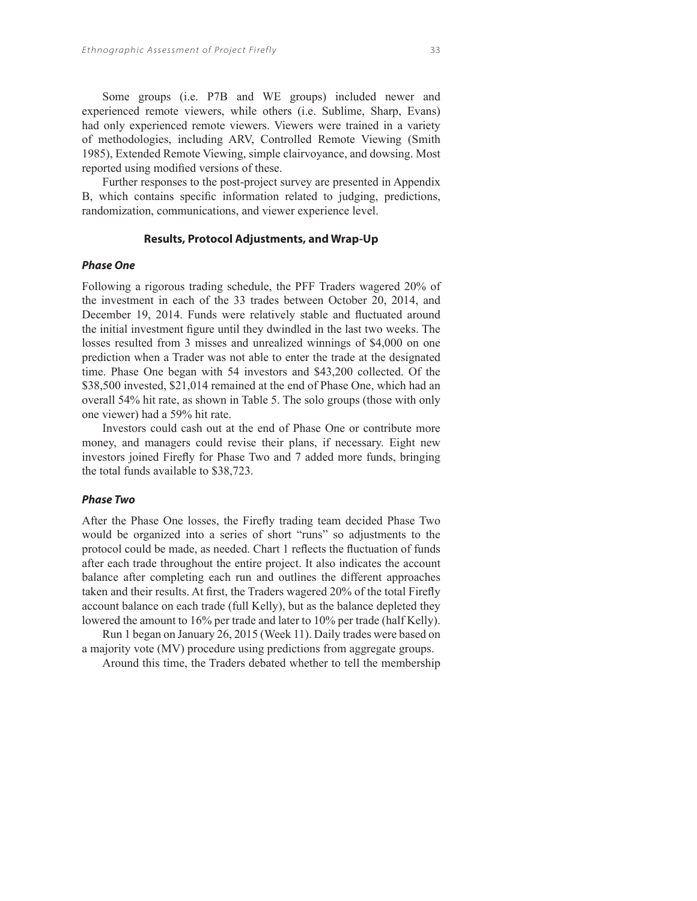Some groups (i.e. P7B and WE groups) included newer and experienced remote viewers, while others (i.e. Sublime, Sharp, Evans) had only experienced remote viewers. Viewers were trained in a variety of methodologies, including ARV, Controlled Remote Viewing (Smith 1985), Extended Remote Viewing, simple clairvoyance, and dowsing. Most reported using modified versions of these.

Further responses to the post-project survey are presented in Appendix B, which contains specific information related to judging, predictions, randomization, communications, and viewer experience level.

## Results, Protocol Adjustments, and Wrap-Up

### *Phase One*

Following a rigorous trading schedule, the PFF Traders wagered 20% of the investment in each of the 33 trades between October 20, 2014, and December 19, 2014. Funds were relatively stable and fluctuated around the initial investment figure until they dwindled in the last two weeks. The losses resulted from 3 misses and unrealized winnings of $4,000 on one prediction when a Trader was not able to enter the trade at the designated time. Phase One began with 54 investors and $43,200 collected. Of the $38,500 invested, $21,014 remained at the end of Phase One, which had an overall 54% hit rate, as shown in Table 5. The solo groups (those with only one viewer) had a 59% hit rate.

Investors could cash out at the end of Phase One or contribute more money, and managers could revise their plans, if necessary. Eight new investors joined Firefly for Phase Two and 7 added more funds, bringing the total funds available to $38,723.

### *Phase Two*

After the Phase One losses, the Firefly trading team decided Phase Two would be organized into a series of short "runs" so adjustments to the protocol could be made, as needed. Chart 1 reflects the fluctuation of funds after each trade throughout the entire project. It also indicates the account balance after completing each run and outlines the different approaches taken and their results. At first, the Traders wagered 20% of the total Firefly account balance on each trade (full Kelly), but as the balance depleted they lowered the amount to 16% per trade and later to 10% per trade (half Kelly).

Run 1 began on January 26, 2015 (Week 11). Daily trades were based on a majority vote (MV) procedure using predictions from aggregate groups.

Around this time, the Traders debated whether to tell the membership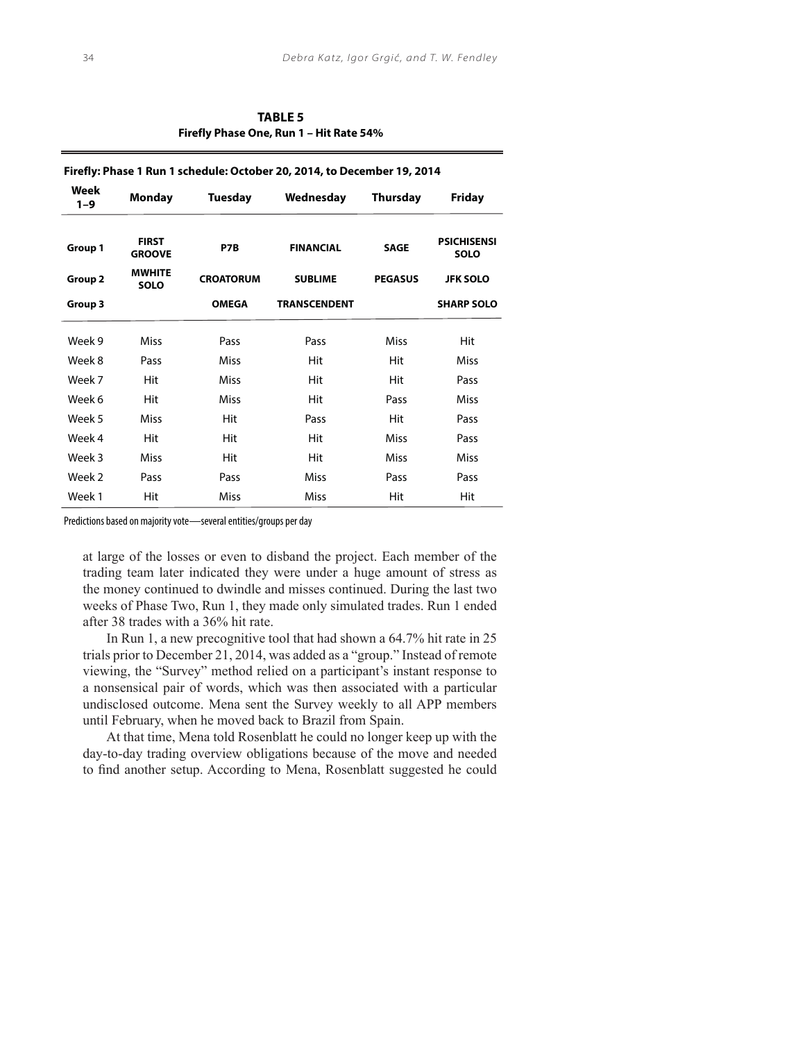**TABLE 5**
**Firefly Phase One, Run 1 – Hit Rate 54%**

| **Firefly: Phase 1 Run 1 schedule: October 20, 2014, to December 19, 2014** | | | | | |
|---|---|---|---|---|---|
| **Week 1–9** | **Monday** | **Tuesday** | **Wednesday** | **Thursday** | **Friday** |
| **Group 1** | **FIRST GROOVE** | **P7B** | **FINANCIAL** | **SAGE** | **PSICHISENSI SOLO** |
| **Group 2** | **MWHITE SOLO** | **CROATORUM** | **SUBLIME** | **PEGASUS** | **JFK SOLO** |
| **Group 3** | | **OMEGA** | **TRANSCENDENT** | | **SHARP SOLO** |
| Week 9 | Miss | Pass | Pass | Miss | Hit |
| Week 8 | Pass | Miss | Hit | Hit | Miss |
| Week 7 | Hit | Miss | Hit | Hit | Pass |
| Week 6 | Hit | Miss | Hit | Pass | Miss |
| Week 5 | Miss | Hit | Pass | Hit | Pass |
| Week 4 | Hit | Hit | Hit | Miss | Pass |
| Week 3 | Miss | Hit | Hit | Miss | Miss |
| Week 2 | Pass | Pass | Miss | Pass | Pass |
| Week 1 | Hit | Miss | Miss | Hit | Hit |

Predictions based on majority vote—several entities/groups per day

at large of the losses or even to disband the project. Each member of the trading team later indicated they were under a huge amount of stress as the money continued to dwindle and misses continued. During the last two weeks of Phase Two, Run 1, they made only simulated trades. Run 1 ended after 38 trades with a 36% hit rate.

In Run 1, a new precognitive tool that had shown a 64.7% hit rate in 25 trials prior to December 21, 2014, was added as a "group." Instead of remote viewing, the "Survey" method relied on a participant's instant response to a nonsensical pair of words, which was then associated with a particular undisclosed outcome. Mena sent the Survey weekly to all APP members until February, when he moved back to Brazil from Spain.

At that time, Mena told Rosenblatt he could no longer keep up with the day-to-day trading overview obligations because of the move and needed to find another setup. According to Mena, Rosenblatt suggested he could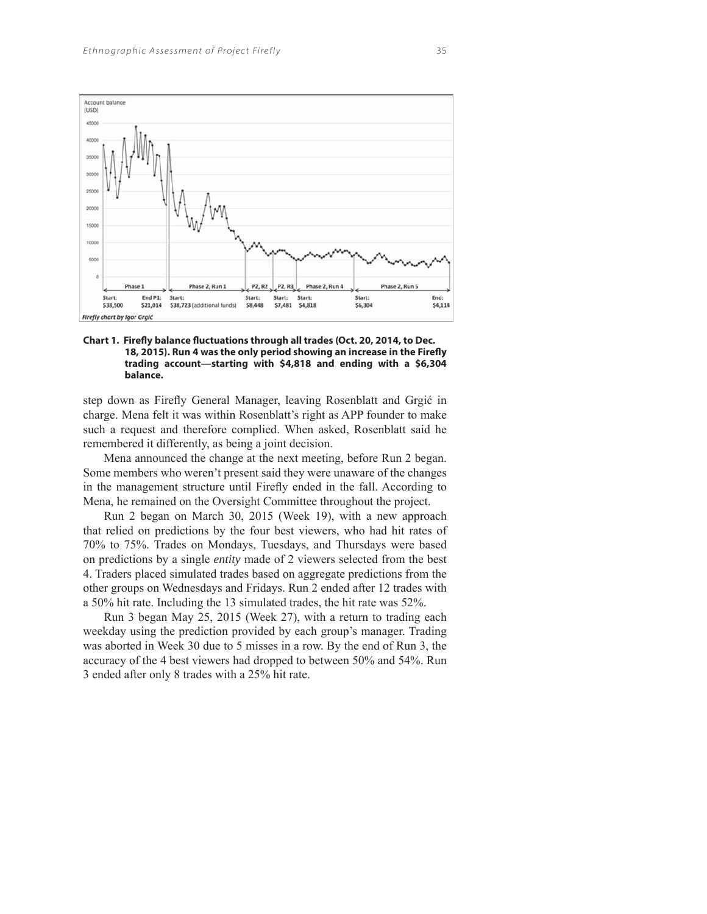**Chart 1. Firefly balance fluctuations through all trades (Oct. 20, 2014, to Dec. 18, 2015). Run 4 was the only period showing an increase in the Firefly trading account—starting with $4,818 and ending with a $6,304 balance.**

step down as Firefly General Manager, leaving Rosenblatt and Grgić in charge. Mena felt it was within Rosenblatt's right as APP founder to make such a request and therefore complied. When asked, Rosenblatt said he remembered it differently, as being a joint decision.

Mena announced the change at the next meeting, before Run 2 began. Some members who weren't present said they were unaware of the changes in the management structure until Firefly ended in the fall. According to Mena, he remained on the Oversight Committee throughout the project.

Run 2 began on March 30, 2015 (Week 19), with a new approach that relied on predictions by the four best viewers, who had hit rates of 70% to 75%. Trades on Mondays, Tuesdays, and Thursdays were based on predictions by a single *entity* made of 2 viewers selected from the best 4. Traders placed simulated trades based on aggregate predictions from the other groups on Wednesdays and Fridays. Run 2 ended after 12 trades with a 50% hit rate. Including the 13 simulated trades, the hit rate was 52%.

Run 3 began May 25, 2015 (Week 27), with a return to trading each weekday using the prediction provided by each group's manager. Trading was aborted in Week 30 due to 5 misses in a row. By the end of Run 3, the accuracy of the 4 best viewers had dropped to between 50% and 54%. Run 3 ended after only 8 trades with a 25% hit rate.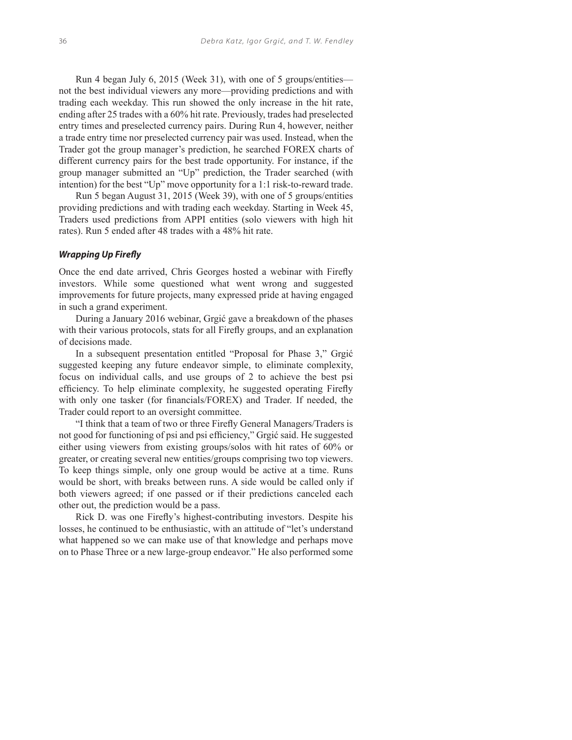Run 4 began July 6, 2015 (Week 31), with one of 5 groups/entities—not the best individual viewers any more—providing predictions and with trading each weekday. This run showed the only increase in the hit rate, ending after 25 trades with a 60% hit rate. Previously, trades had preselected entry times and preselected currency pairs. During Run 4, however, neither a trade entry time nor preselected currency pair was used. Instead, when the Trader got the group manager's prediction, he searched FOREX charts of different currency pairs for the best trade opportunity. For instance, if the group manager submitted an "Up" prediction, the Trader searched (with intention) for the best "Up" move opportunity for a 1:1 risk-to-reward trade.

Run 5 began August 31, 2015 (Week 39), with one of 5 groups/entities providing predictions and with trading each weekday. Starting in Week 45, Traders used predictions from APPI entities (solo viewers with high hit rates). Run 5 ended after 48 trades with a 48% hit rate.

### *Wrapping Up Firefly*

Once the end date arrived, Chris Georges hosted a webinar with Firefly investors. While some questioned what went wrong and suggested improvements for future projects, many expressed pride at having engaged in such a grand experiment.

During a January 2016 webinar, Grgić gave a breakdown of the phases with their various protocols, stats for all Firefly groups, and an explanation of decisions made.

In a subsequent presentation entitled "Proposal for Phase 3," Grgić suggested keeping any future endeavor simple, to eliminate complexity, focus on individual calls, and use groups of 2 to achieve the best psi efficiency. To help eliminate complexity, he suggested operating Firefly with only one tasker (for financials/FOREX) and Trader. If needed, the Trader could report to an oversight committee.

"I think that a team of two or three Firefly General Managers/Traders is not good for functioning of psi and psi efficiency," Grgić said. He suggested either using viewers from existing groups/solos with hit rates of 60% or greater, or creating several new entities/groups comprising two top viewers. To keep things simple, only one group would be active at a time. Runs would be short, with breaks between runs. A side would be called only if both viewers agreed; if one passed or if their predictions canceled each other out, the prediction would be a pass.

Rick D. was one Firefly's highest-contributing investors. Despite his losses, he continued to be enthusiastic, with an attitude of "let's understand what happened so we can make use of that knowledge and perhaps move on to Phase Three or a new large-group endeavor." He also performed some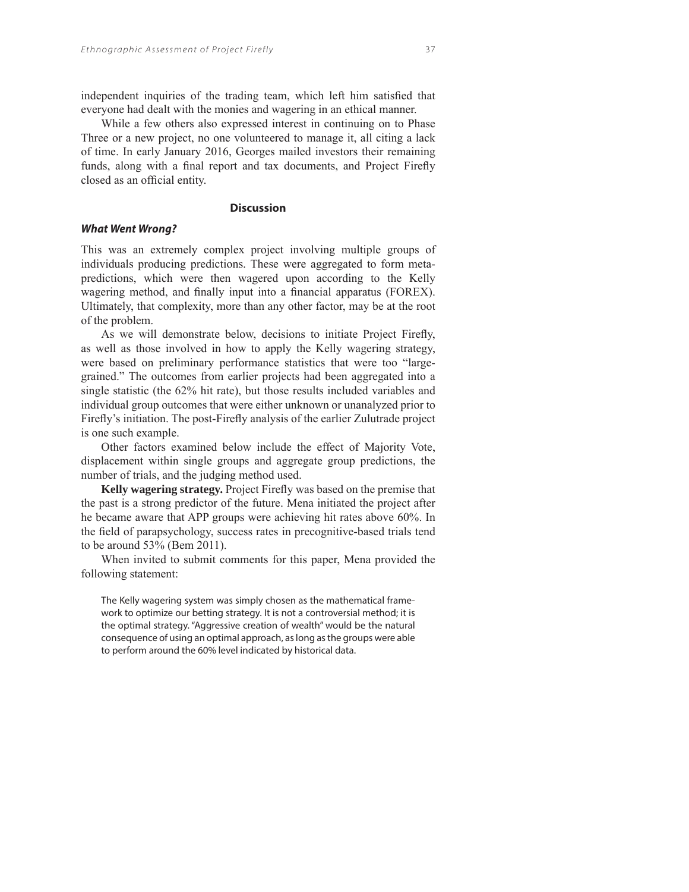independent inquiries of the trading team, which left him satisfied that everyone had dealt with the monies and wagering in an ethical manner.

While a few others also expressed interest in continuing on to Phase Three or a new project, no one volunteered to manage it, all citing a lack of time. In early January 2016, Georges mailed investors their remaining funds, along with a final report and tax documents, and Project Firefly closed as an official entity.

## Discussion

### *What Went Wrong?*

This was an extremely complex project involving multiple groups of individuals producing predictions. These were aggregated to form meta-predictions, which were then wagered upon according to the Kelly wagering method, and finally input into a financial apparatus (FOREX). Ultimately, that complexity, more than any other factor, may be at the root of the problem.

As we will demonstrate below, decisions to initiate Project Firefly, as well as those involved in how to apply the Kelly wagering strategy, were based on preliminary performance statistics that were too "large-grained." The outcomes from earlier projects had been aggregated into a single statistic (the 62% hit rate), but those results included variables and individual group outcomes that were either unknown or unanalyzed prior to Firefly's initiation. The post-Firefly analysis of the earlier Zulutrade project is one such example.

Other factors examined below include the effect of Majority Vote, displacement within single groups and aggregate group predictions, the number of trials, and the judging method used.

**Kelly wagering strategy.** Project Firefly was based on the premise that the past is a strong predictor of the future. Mena initiated the project after he became aware that APP groups were achieving hit rates above 60%. In the field of parapsychology, success rates in precognitive-based trials tend to be around 53% (Bem 2011).

When invited to submit comments for this paper, Mena provided the following statement:

> The Kelly wagering system was simply chosen as the mathematical framework to optimize our betting strategy. It is not a controversial method; it is the optimal strategy. "Aggressive creation of wealth" would be the natural consequence of using an optimal approach, as long as the groups were able to perform around the 60% level indicated by historical data.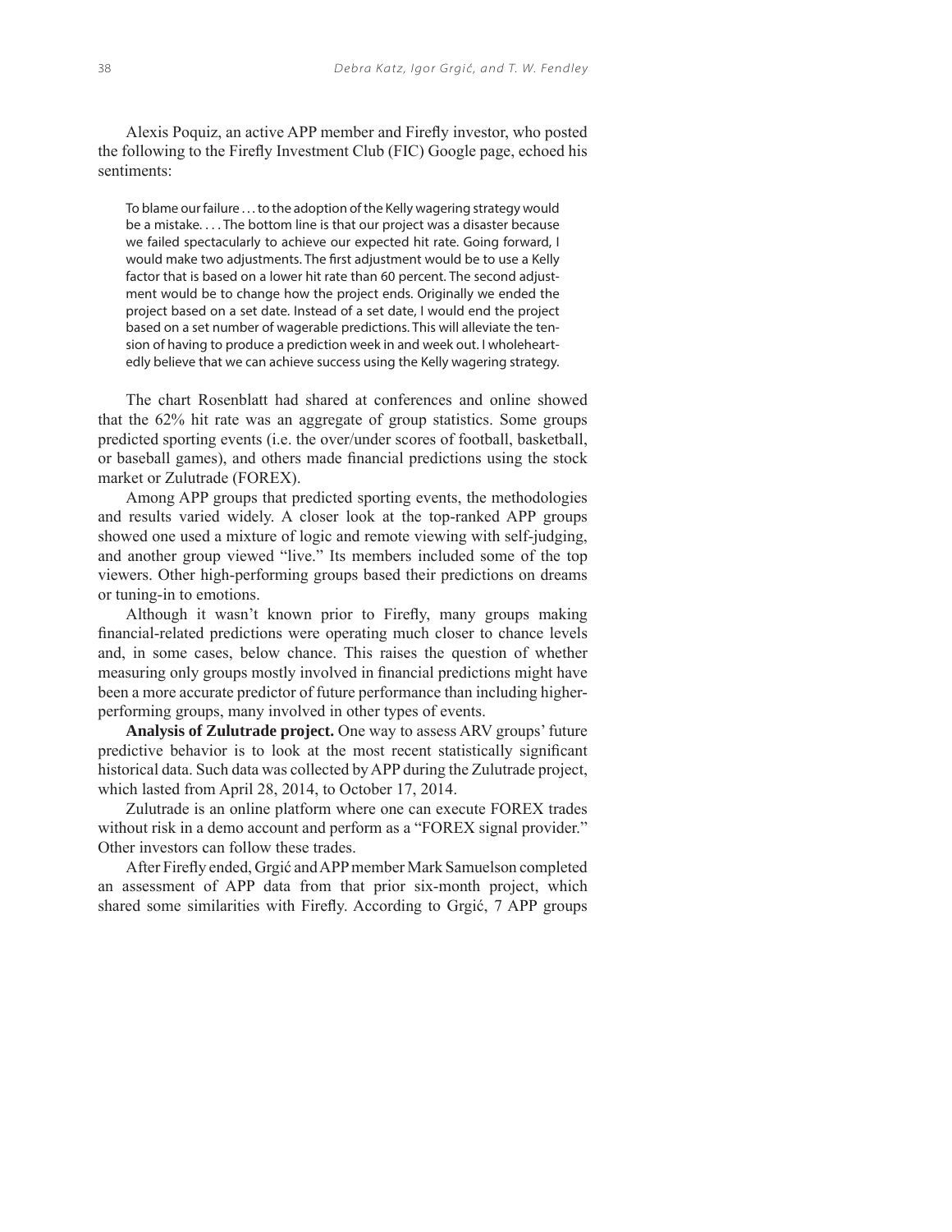Alexis Poquiz, an active APP member and Firefly investor, who posted the following to the Firefly Investment Club (FIC) Google page, echoed his sentiments:

> To blame our failure . . . to the adoption of the Kelly wagering strategy would be a mistake. . . . The bottom line is that our project was a disaster because we failed spectacularly to achieve our expected hit rate. Going forward, I would make two adjustments. The first adjustment would be to use a Kelly factor that is based on a lower hit rate than 60 percent. The second adjustment would be to change how the project ends. Originally we ended the project based on a set date. Instead of a set date, I would end the project based on a set number of wagerable predictions. This will alleviate the tension of having to produce a prediction week in and week out. I wholeheartedly believe that we can achieve success using the Kelly wagering strategy.

The chart Rosenblatt had shared at conferences and online showed that the 62% hit rate was an aggregate of group statistics. Some groups predicted sporting events (i.e. the over/under scores of football, basketball, or baseball games), and others made financial predictions using the stock market or Zulutrade (FOREX).

Among APP groups that predicted sporting events, the methodologies and results varied widely. A closer look at the top-ranked APP groups showed one used a mixture of logic and remote viewing with self-judging, and another group viewed "live." Its members included some of the top viewers. Other high-performing groups based their predictions on dreams or tuning-in to emotions.

Although it wasn't known prior to Firefly, many groups making financial-related predictions were operating much closer to chance levels and, in some cases, below chance. This raises the question of whether measuring only groups mostly involved in financial predictions might have been a more accurate predictor of future performance than including higher-performing groups, many involved in other types of events.

**Analysis of Zulutrade project.** One way to assess ARV groups' future predictive behavior is to look at the most recent statistically significant historical data. Such data was collected by APP during the Zulutrade project, which lasted from April 28, 2014, to October 17, 2014.

Zulutrade is an online platform where one can execute FOREX trades without risk in a demo account and perform as a "FOREX signal provider." Other investors can follow these trades.

After Firefly ended, Grgić and APP member Mark Samuelson completed an assessment of APP data from that prior six-month project, which shared some similarities with Firefly. According to Grgić, 7 APP groups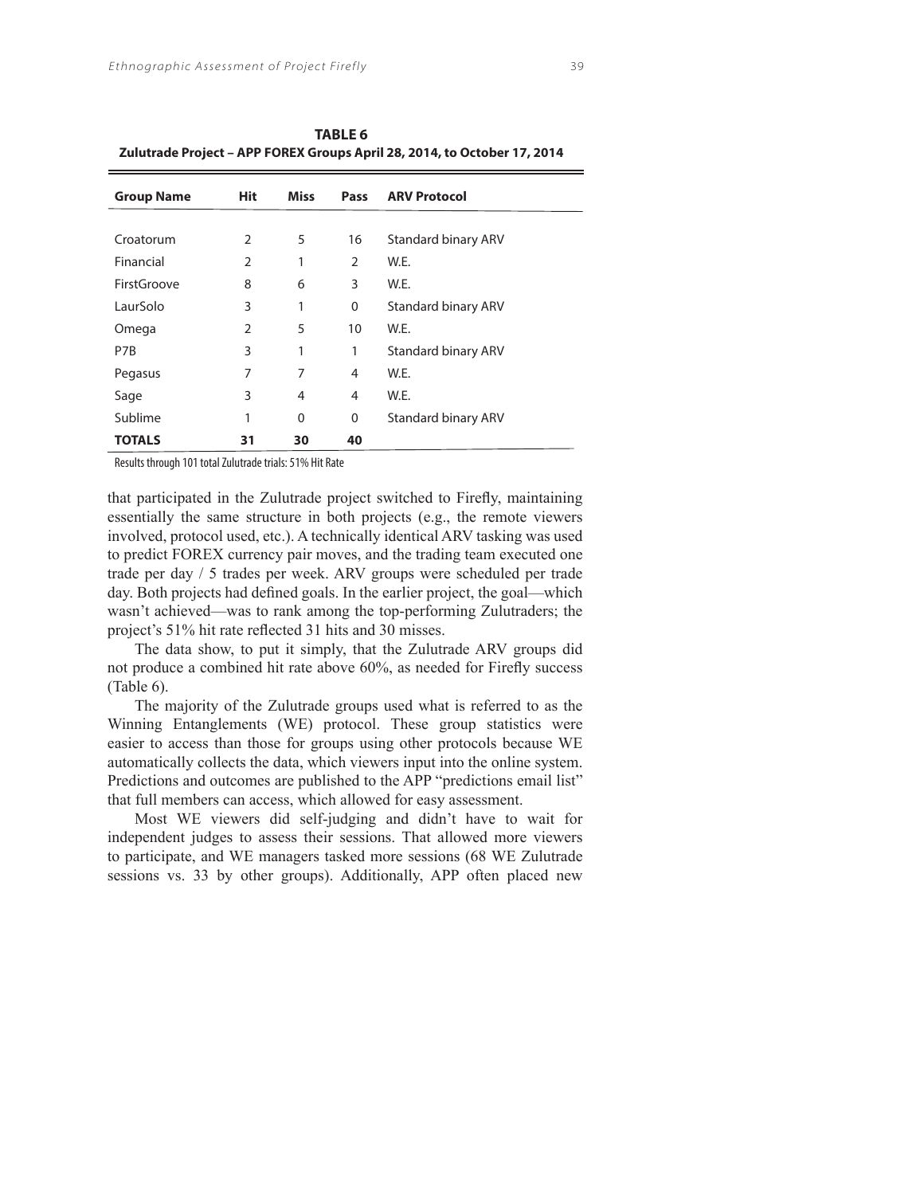**TABLE 6**
**Zulutrade Project – APP FOREX Groups April 28, 2014, to October 17, 2014**

| Group Name | Hit | Miss | Pass | ARV Protocol |
|---|---|---|---|---|
| Croatorum | 2 | 5 | 16 | Standard binary ARV |
| Financial | 2 | 1 | 2 | W.E. |
| FirstGroove | 8 | 6 | 3 | W.E. |
| LaurSolo | 3 | 1 | 0 | Standard binary ARV |
| Omega | 2 | 5 | 10 | W.E. |
| P7B | 3 | 1 | 1 | Standard binary ARV |
| Pegasus | 7 | 7 | 4 | W.E. |
| Sage | 3 | 4 | 4 | W.E. |
| Sublime | 1 | 0 | 0 | Standard binary ARV |
| **TOTALS** | **31** | **30** | **40** | |

Results through 101 total Zulutrade trials: 51% Hit Rate

that participated in the Zulutrade project switched to Firefly, maintaining essentially the same structure in both projects (e.g., the remote viewers involved, protocol used, etc.). A technically identical ARV tasking was used to predict FOREX currency pair moves, and the trading team executed one trade per day / 5 trades per week. ARV groups were scheduled per trade day. Both projects had defined goals. In the earlier project, the goal—which wasn't achieved—was to rank among the top-performing Zulutraders; the project's 51% hit rate reflected 31 hits and 30 misses.

The data show, to put it simply, that the Zulutrade ARV groups did not produce a combined hit rate above 60%, as needed for Firefly success (Table 6).

The majority of the Zulutrade groups used what is referred to as the Winning Entanglements (WE) protocol. These group statistics were easier to access than those for groups using other protocols because WE automatically collects the data, which viewers input into the online system. Predictions and outcomes are published to the APP "predictions email list" that full members can access, which allowed for easy assessment.

Most WE viewers did self-judging and didn't have to wait for independent judges to assess their sessions. That allowed more viewers to participate, and WE managers tasked more sessions (68 WE Zulutrade sessions vs. 33 by other groups). Additionally, APP often placed new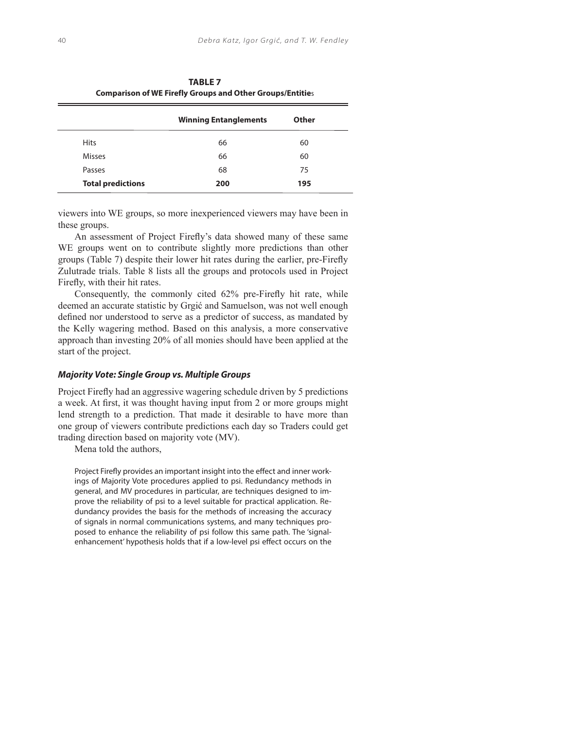**TABLE 7**
**Comparison of WE Firefly Groups and Other Groups/Entities**

| | Winning Entanglements | Other |
|---|---|---|
| Hits | 66 | 60 |
| Misses | 66 | 60 |
| Passes | 68 | 75 |
| **Total predictions** | **200** | **195** |

viewers into WE groups, so more inexperienced viewers may have been in these groups.

An assessment of Project Firefly's data showed many of these same WE groups went on to contribute slightly more predictions than other groups (Table 7) despite their lower hit rates during the earlier, pre-Firefly Zulutrade trials. Table 8 lists all the groups and protocols used in Project Firefly, with their hit rates.

Consequently, the commonly cited 62% pre-Firefly hit rate, while deemed an accurate statistic by Grgić and Samuelson, was not well enough defined nor understood to serve as a predictor of success, as mandated by the Kelly wagering method. Based on this analysis, a more conservative approach than investing 20% of all monies should have been applied at the start of the project.

### *Majority Vote: Single Group vs. Multiple Groups*

Project Firefly had an aggressive wagering schedule driven by 5 predictions a week. At first, it was thought having input from 2 or more groups might lend strength to a prediction. That made it desirable to have more than one group of viewers contribute predictions each day so Traders could get trading direction based on majority vote (MV).

Mena told the authors,

> Project Firefly provides an important insight into the effect and inner workings of Majority Vote procedures applied to psi. Redundancy methods in general, and MV procedures in particular, are techniques designed to improve the reliability of psi to a level suitable for practical application. Redundancy provides the basis for the methods of increasing the accuracy of signals in normal communications systems, and many techniques proposed to enhance the reliability of psi follow this same path. The 'signal-enhancement' hypothesis holds that if a low-level psi effect occurs on the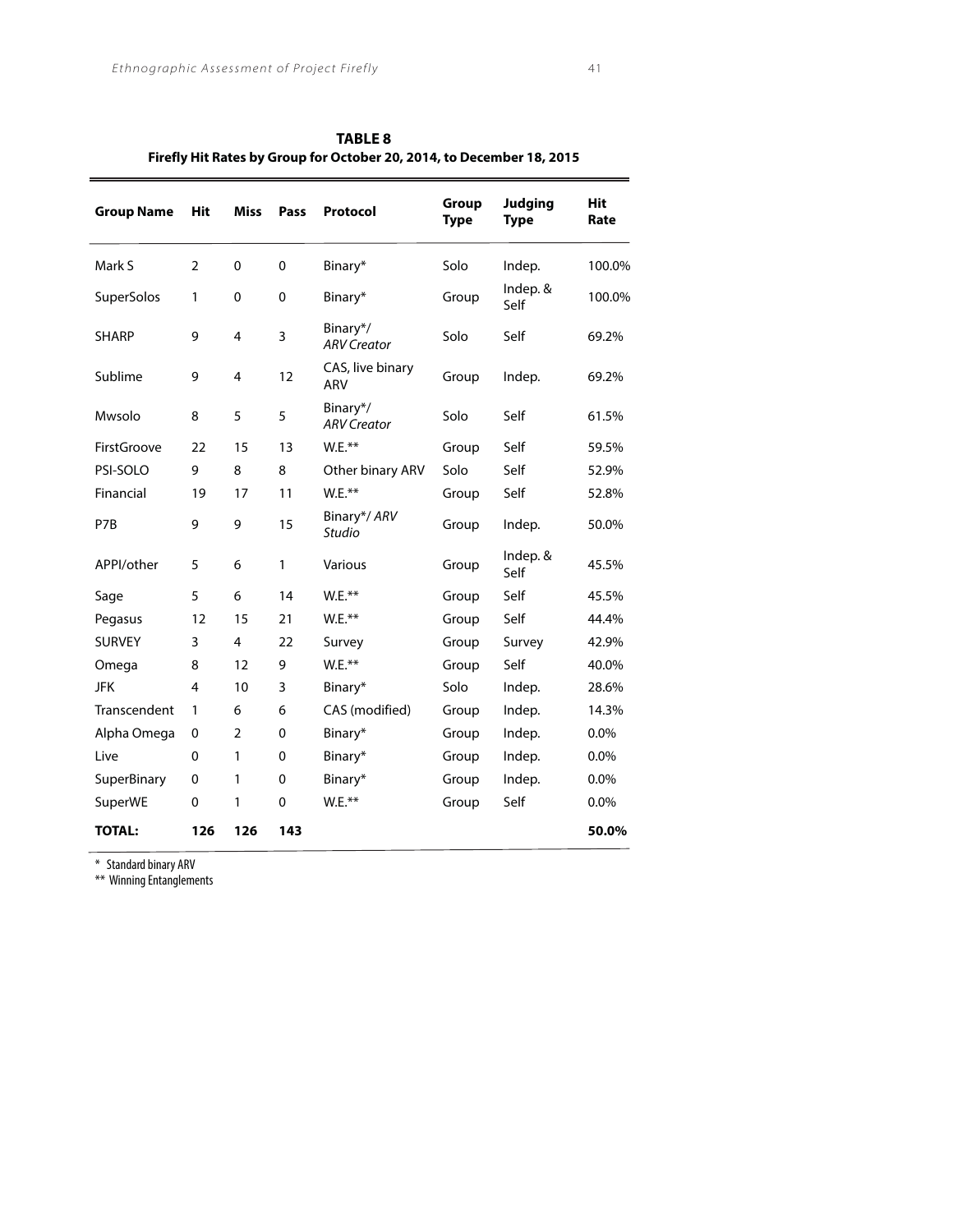**TABLE 8**
**Firefly Hit Rates by Group for October 20, 2014, to December 18, 2015**

| Group Name | Hit | Miss | Pass | Protocol | Group Type | Judging Type | Hit Rate |
|---|---|---|---|---|---|---|---|
| Mark S | 2 | 0 | 0 | Binary* | Solo | Indep. | 100.0% |
| SuperSolos | 1 | 0 | 0 | Binary* | Group | Indep. & Self | 100.0% |
| SHARP | 9 | 4 | 3 | Binary*/ *ARV Creator* | Solo | Self | 69.2% |
| Sublime | 9 | 4 | 12 | CAS, live binary ARV | Group | Indep. | 69.2% |
| Mwsolo | 8 | 5 | 5 | Binary*/ *ARV Creator* | Solo | Self | 61.5% |
| FirstGroove | 22 | 15 | 13 | W.E.** | Group | Self | 59.5% |
| PSI-SOLO | 9 | 8 | 8 | Other binary ARV | Solo | Self | 52.9% |
| Financial | 19 | 17 | 11 | W.E.** | Group | Self | 52.8% |
| P7B | 9 | 9 | 15 | Binary*/ *ARV Studio* | Group | Indep. | 50.0% |
| APPI/other | 5 | 6 | 1 | Various | Group | Indep. & Self | 45.5% |
| Sage | 5 | 6 | 14 | W.E.** | Group | Self | 45.5% |
| Pegasus | 12 | 15 | 21 | W.E.** | Group | Self | 44.4% |
| SURVEY | 3 | 4 | 22 | Survey | Group | Survey | 42.9% |
| Omega | 8 | 12 | 9 | W.E.** | Group | Self | 40.0% |
| JFK | 4 | 10 | 3 | Binary* | Solo | Indep. | 28.6% |
| Transcendent | 1 | 6 | 6 | CAS (modified) | Group | Indep. | 14.3% |
| Alpha Omega | 0 | 2 | 0 | Binary* | Group | Indep. | 0.0% |
| Live | 0 | 1 | 0 | Binary* | Group | Indep. | 0.0% |
| SuperBinary | 0 | 1 | 0 | Binary* | Group | Indep. | 0.0% |
| SuperWE | 0 | 1 | 0 | W.E.** | Group | Self | 0.0% |
| **TOTAL:** | **126** | **126** | **143** | | | | **50.0%** |

\* Standard binary ARV

** Winning Entanglements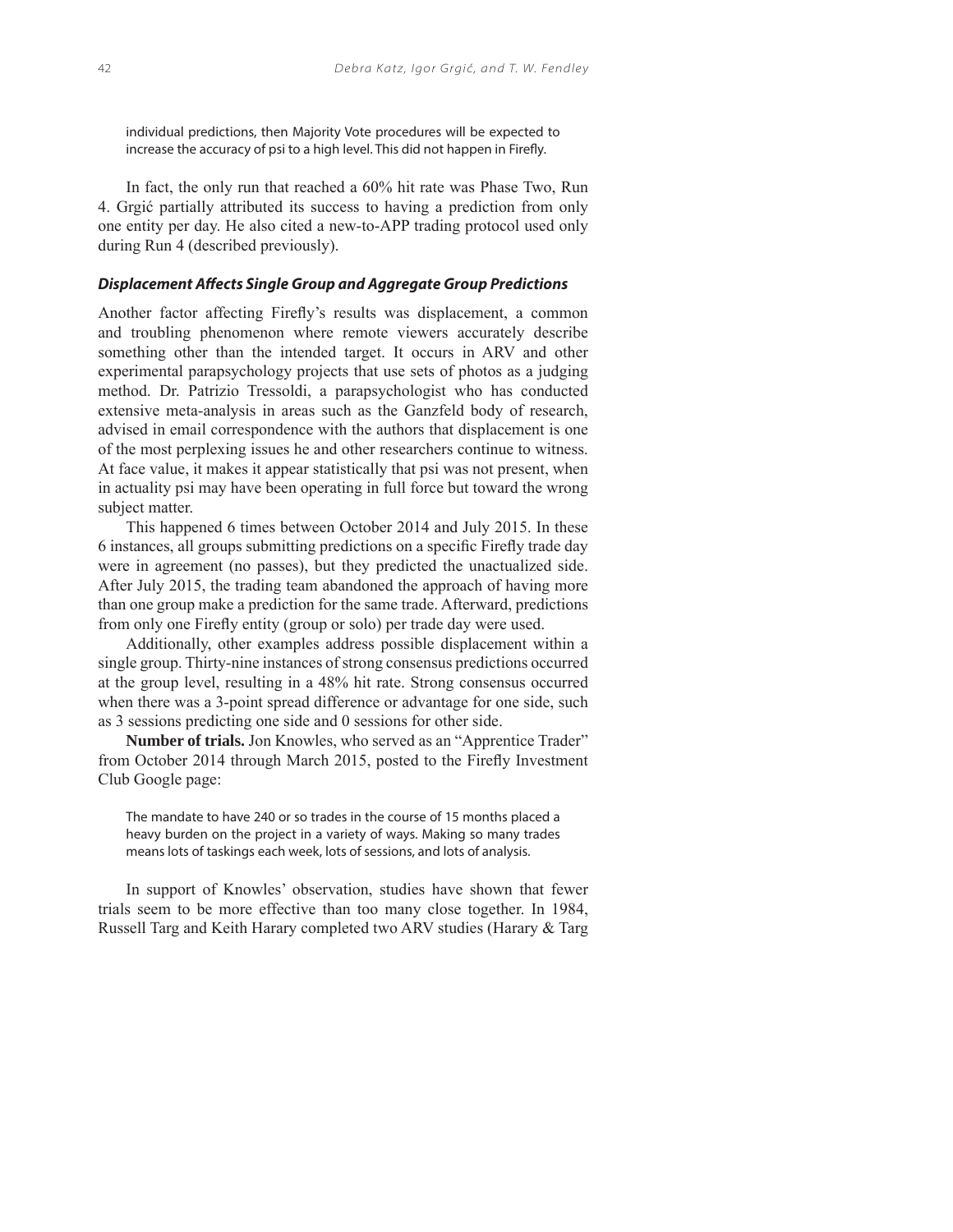> individual predictions, then Majority Vote procedures will be expected to increase the accuracy of psi to a high level. This did not happen in Firefly.

In fact, the only run that reached a 60% hit rate was Phase Two, Run 4. Grgić partially attributed its success to having a prediction from only one entity per day. He also cited a new-to-APP trading protocol used only during Run 4 (described previously).

### *Displacement Affects Single Group and Aggregate Group Predictions*

Another factor affecting Firefly's results was displacement, a common and troubling phenomenon where remote viewers accurately describe something other than the intended target. It occurs in ARV and other experimental parapsychology projects that use sets of photos as a judging method. Dr. Patrizio Tressoldi, a parapsychologist who has conducted extensive meta-analysis in areas such as the Ganzfeld body of research, advised in email correspondence with the authors that displacement is one of the most perplexing issues he and other researchers continue to witness. At face value, it makes it appear statistically that psi was not present, when in actuality psi may have been operating in full force but toward the wrong subject matter.

This happened 6 times between October 2014 and July 2015. In these 6 instances, all groups submitting predictions on a specific Firefly trade day were in agreement (no passes), but they predicted the unactualized side. After July 2015, the trading team abandoned the approach of having more than one group make a prediction for the same trade. Afterward, predictions from only one Firefly entity (group or solo) per trade day were used.

Additionally, other examples address possible displacement within a single group. Thirty-nine instances of strong consensus predictions occurred at the group level, resulting in a 48% hit rate. Strong consensus occurred when there was a 3-point spread difference or advantage for one side, such as 3 sessions predicting one side and 0 sessions for other side.

**Number of trials.** Jon Knowles, who served as an "Apprentice Trader" from October 2014 through March 2015, posted to the Firefly Investment Club Google page:

> The mandate to have 240 or so trades in the course of 15 months placed a heavy burden on the project in a variety of ways. Making so many trades means lots of taskings each week, lots of sessions, and lots of analysis.

In support of Knowles' observation, studies have shown that fewer trials seem to be more effective than too many close together. In 1984, Russell Targ and Keith Harary completed two ARV studies (Harary & Targ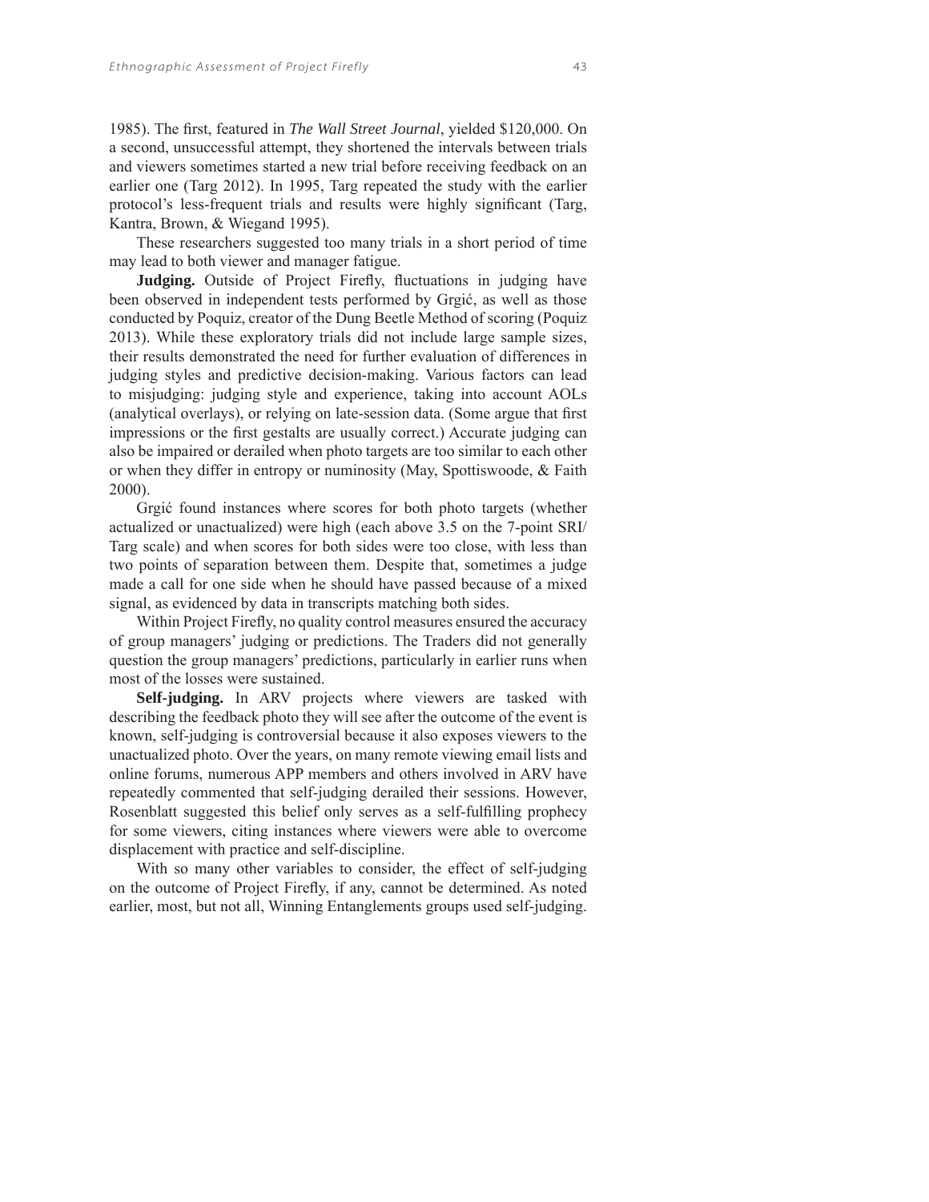1985). The first, featured in *The Wall Street Journal*, yielded $120,000. On a second, unsuccessful attempt, they shortened the intervals between trials and viewers sometimes started a new trial before receiving feedback on an earlier one (Targ 2012). In 1995, Targ repeated the study with the earlier protocol's less-frequent trials and results were highly significant (Targ, Kantra, Brown, & Wiegand 1995).

These researchers suggested too many trials in a short period of time may lead to both viewer and manager fatigue.

**Judging.** Outside of Project Firefly, fluctuations in judging have been observed in independent tests performed by Grgić, as well as those conducted by Poquiz, creator of the Dung Beetle Method of scoring (Poquiz 2013). While these exploratory trials did not include large sample sizes, their results demonstrated the need for further evaluation of differences in judging styles and predictive decision-making. Various factors can lead to misjudging: judging style and experience, taking into account AOLs (analytical overlays), or relying on late-session data. (Some argue that first impressions or the first gestalts are usually correct.) Accurate judging can also be impaired or derailed when photo targets are too similar to each other or when they differ in entropy or numinosity (May, Spottiswoode, & Faith 2000).

Grgić found instances where scores for both photo targets (whether actualized or unactualized) were high (each above 3.5 on the 7-point SRI/Targ scale) and when scores for both sides were too close, with less than two points of separation between them. Despite that, sometimes a judge made a call for one side when he should have passed because of a mixed signal, as evidenced by data in transcripts matching both sides.

Within Project Firefly, no quality control measures ensured the accuracy of group managers' judging or predictions. The Traders did not generally question the group managers' predictions, particularly in earlier runs when most of the losses were sustained.

**Self-judging.** In ARV projects where viewers are tasked with describing the feedback photo they will see after the outcome of the event is known, self-judging is controversial because it also exposes viewers to the unactualized photo. Over the years, on many remote viewing email lists and online forums, numerous APP members and others involved in ARV have repeatedly commented that self-judging derailed their sessions. However, Rosenblatt suggested this belief only serves as a self-fulfilling prophecy for some viewers, citing instances where viewers were able to overcome displacement with practice and self-discipline.

With so many other variables to consider, the effect of self-judging on the outcome of Project Firefly, if any, cannot be determined. As noted earlier, most, but not all, Winning Entanglements groups used self-judging.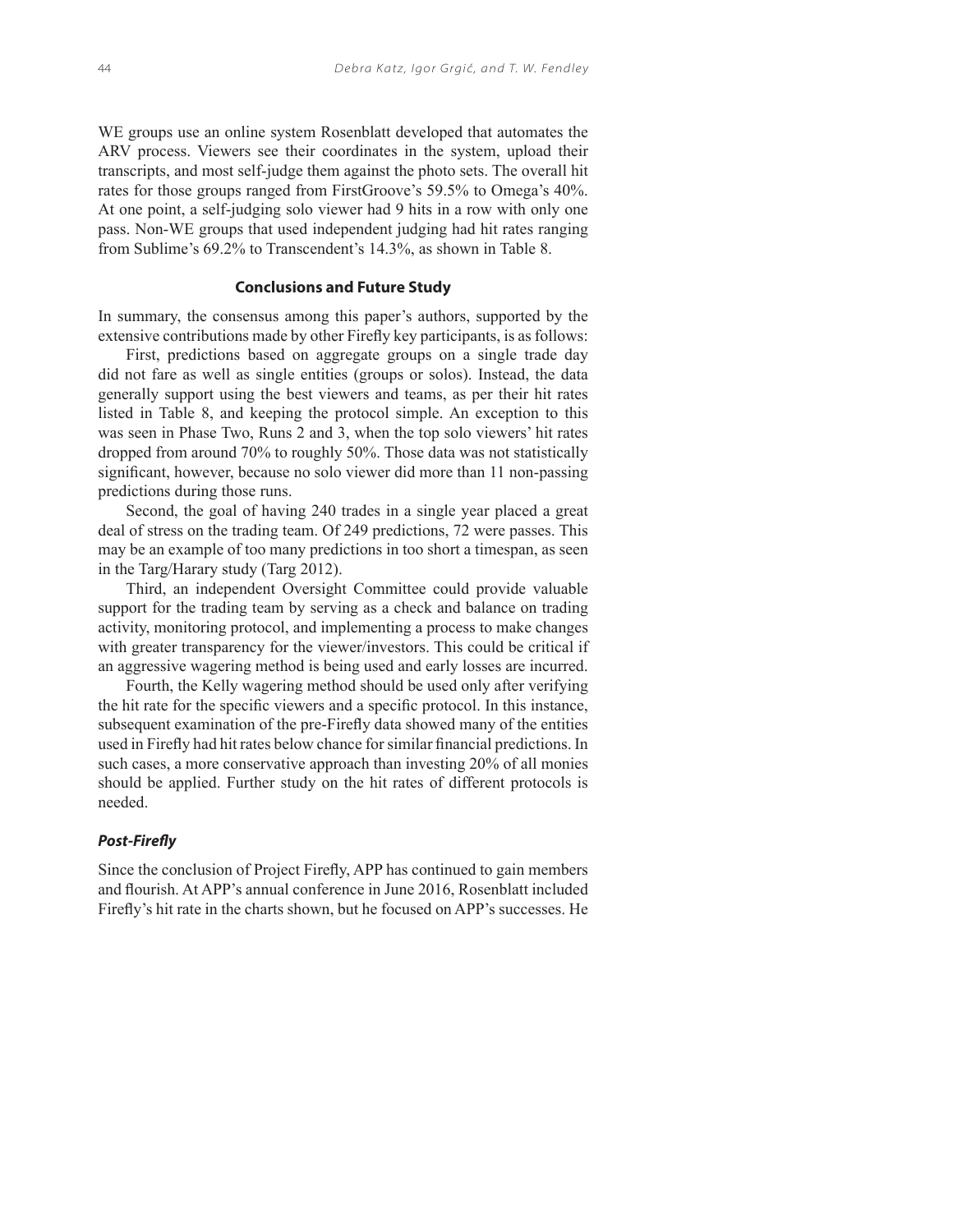WE groups use an online system Rosenblatt developed that automates the ARV process. Viewers see their coordinates in the system, upload their transcripts, and most self-judge them against the photo sets. The overall hit rates for those groups ranged from FirstGroove's 59.5% to Omega's 40%. At one point, a self-judging solo viewer had 9 hits in a row with only one pass. Non-WE groups that used independent judging had hit rates ranging from Sublime's 69.2% to Transcendent's 14.3%, as shown in Table 8.

## Conclusions and Future Study

In summary, the consensus among this paper's authors, supported by the extensive contributions made by other Firefly key participants, is as follows:

First, predictions based on aggregate groups on a single trade day did not fare as well as single entities (groups or solos). Instead, the data generally support using the best viewers and teams, as per their hit rates listed in Table 8, and keeping the protocol simple. An exception to this was seen in Phase Two, Runs 2 and 3, when the top solo viewers' hit rates dropped from around 70% to roughly 50%. Those data was not statistically significant, however, because no solo viewer did more than 11 non-passing predictions during those runs.

Second, the goal of having 240 trades in a single year placed a great deal of stress on the trading team. Of 249 predictions, 72 were passes. This may be an example of too many predictions in too short a timespan, as seen in the Targ/Harary study (Targ 2012).

Third, an independent Oversight Committee could provide valuable support for the trading team by serving as a check and balance on trading activity, monitoring protocol, and implementing a process to make changes with greater transparency for the viewer/investors. This could be critical if an aggressive wagering method is being used and early losses are incurred.

Fourth, the Kelly wagering method should be used only after verifying the hit rate for the specific viewers and a specific protocol. In this instance, subsequent examination of the pre-Firefly data showed many of the entities used in Firefly had hit rates below chance for similar financial predictions. In such cases, a more conservative approach than investing 20% of all monies should be applied. Further study on the hit rates of different protocols is needed.

### *Post-Firefly*

Since the conclusion of Project Firefly, APP has continued to gain members and flourish. At APP's annual conference in June 2016, Rosenblatt included Firefly's hit rate in the charts shown, but he focused on APP's successes. He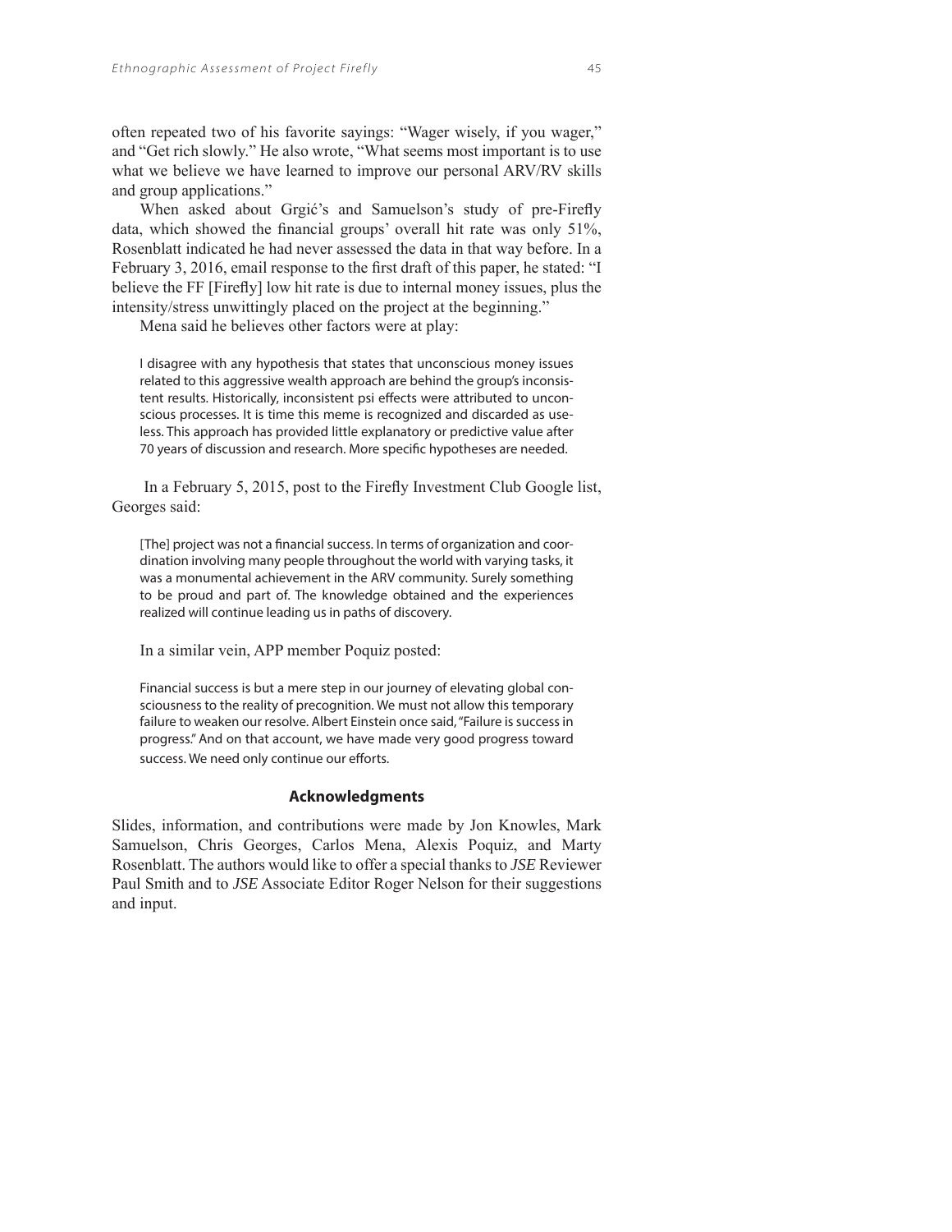often repeated two of his favorite sayings: "Wager wisely, if you wager," and "Get rich slowly." He also wrote, "What seems most important is to use what we believe we have learned to improve our personal ARV/RV skills and group applications."

When asked about Grgić's and Samuelson's study of pre-Firefly data, which showed the financial groups' overall hit rate was only 51%, Rosenblatt indicated he had never assessed the data in that way before. In a February 3, 2016, email response to the first draft of this paper, he stated: "I believe the FF [Firefly] low hit rate is due to internal money issues, plus the intensity/stress unwittingly placed on the project at the beginning."

Mena said he believes other factors were at play:

> I disagree with any hypothesis that states that unconscious money issues related to this aggressive wealth approach are behind the group's inconsistent results. Historically, inconsistent psi effects were attributed to unconscious processes. It is time this meme is recognized and discarded as useless. This approach has provided little explanatory or predictive value after 70 years of discussion and research. More specific hypotheses are needed.

In a February 5, 2015, post to the Firefly Investment Club Google list, Georges said:

> [The] project was not a financial success. In terms of organization and coordination involving many people throughout the world with varying tasks, it was a monumental achievement in the ARV community. Surely something to be proud and part of. The knowledge obtained and the experiences realized will continue leading us in paths of discovery.

In a similar vein, APP member Poquiz posted:

> Financial success is but a mere step in our journey of elevating global consciousness to the reality of precognition. We must not allow this temporary failure to weaken our resolve. Albert Einstein once said, "Failure is success in progress." And on that account, we have made very good progress toward success. We need only continue our efforts.

## Acknowledgments

Slides, information, and contributions were made by Jon Knowles, Mark Samuelson, Chris Georges, Carlos Mena, Alexis Poquiz, and Marty Rosenblatt. The authors would like to offer a special thanks to *JSE* Reviewer Paul Smith and to *JSE* Associate Editor Roger Nelson for their suggestions and input.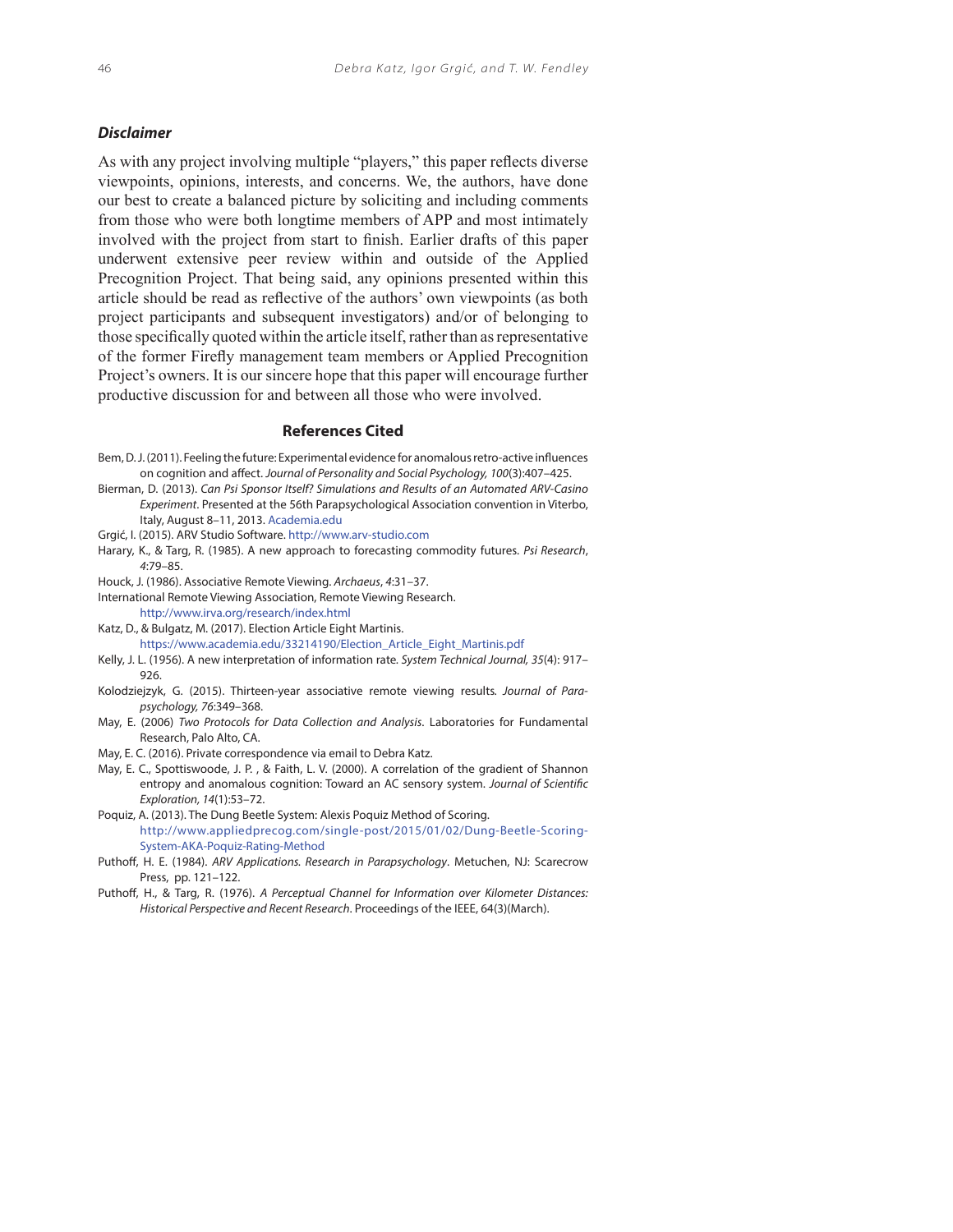### *Disclaimer*

As with any project involving multiple "players," this paper reflects diverse viewpoints, opinions, interests, and concerns. We, the authors, have done our best to create a balanced picture by soliciting and including comments from those who were both longtime members of APP and most intimately involved with the project from start to finish. Earlier drafts of this paper underwent extensive peer review within and outside of the Applied Precognition Project. That being said, any opinions presented within this article should be read as reflective of the authors' own viewpoints (as both project participants and subsequent investigators) and/or of belonging to those specifically quoted within the article itself, rather than as representative of the former Firefly management team members or Applied Precognition Project's owners. It is our sincere hope that this paper will encourage further productive discussion for and between all those who were involved.

## References Cited

Bem, D. J. (2011). Feeling the future: Experimental evidence for anomalous retro-active influences on cognition and affect. *Journal of Personality and Social Psychology, 100*(3):407–425.

Bierman, D. (2013). *Can Psi Sponsor Itself? Simulations and Results of an Automated ARV-Casino Experiment*. Presented at the 56th Parapsychological Association convention in Viterbo, Italy, August 8–11, 2013. Academia.edu

Grgić, I. (2015). ARV Studio Software. http://www.arv-studio.com

Harary, K., & Targ, R. (1985). A new approach to forecasting commodity futures. *Psi Research*, *4*:79–85.

Houck, J. (1986). Associative Remote Viewing. *Archaeus*, *4*:31–37.

International Remote Viewing Association, Remote Viewing Research. http://www.irva.org/research/index.html

Katz, D., & Bulgatz, M. (2017). Election Article Eight Martinis. https://www.academia.edu/33214190/Election_Article_Eight_Martinis.pdf

Kelly, J. L. (1956). A new interpretation of information rate. *System Technical Journal, 35*(4): 917–926.

Kolodziejzyk, G. (2015). Thirteen-year associative remote viewing results. *Journal of Parapsychology, 76*:349–368.

May, E. (2006) *Two Protocols for Data Collection and Analysis*. Laboratories for Fundamental Research, Palo Alto, CA.

May, E. C. (2016). Private correspondence via email to Debra Katz.

May, E. C., Spottiswoode, J. P. , & Faith, L. V. (2000). A correlation of the gradient of Shannon entropy and anomalous cognition: Toward an AC sensory system. *Journal of Scientific Exploration, 14*(1):53–72.

Poquiz, A. (2013). The Dung Beetle System: Alexis Poquiz Method of Scoring. http://www.appliedprecog.com/single-post/2015/01/02/Dung-Beetle-Scoring-System-AKA-Poquiz-Rating-Method

Puthoff, H. E. (1984). *ARV Applications. Research in Parapsychology*. Metuchen, NJ: Scarecrow Press, pp. 121–122.

Puthoff, H., & Targ, R. (1976). *A Perceptual Channel for Information over Kilometer Distances: Historical Perspective and Recent Research*. Proceedings of the IEEE, 64(3)(March).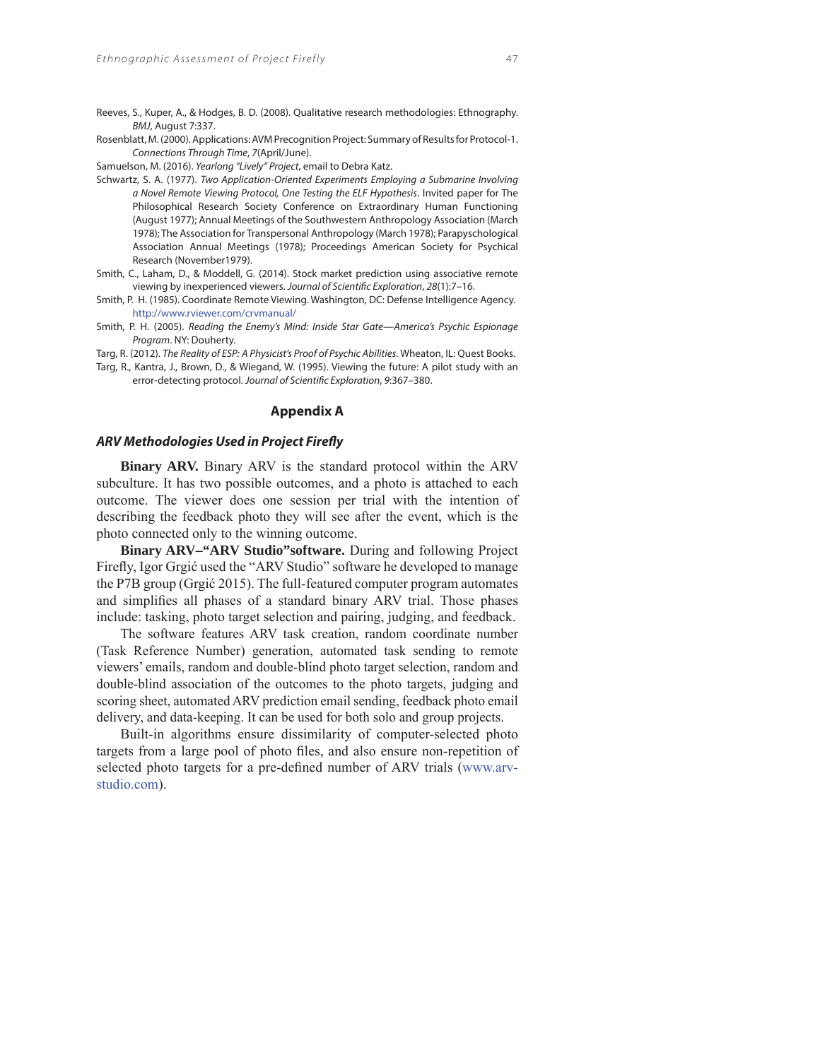Reeves, S., Kuper, A., & Hodges, B. D. (2008). Qualitative research methodologies: Ethnography. *BMJ*, August 7:337.

Rosenblatt, M. (2000). Applications: AVM Precognition Project: Summary of Results for Protocol-1. *Connections Through Time*, *7*(April/June).

Samuelson, M. (2016). *Yearlong "Lively" Project*, email to Debra Katz.

Schwartz, S. A. (1977). *Two Application-Oriented Experiments Employing a Submarine Involving a Novel Remote Viewing Protocol, One Testing the ELF Hypothesis*. Invited paper for The Philosophical Research Society Conference on Extraordinary Human Functioning (August 1977); Annual Meetings of the Southwestern Anthropology Association (March 1978); The Association for Transpersonal Anthropology (March 1978); Parapsychological Association Annual Meetings (1978); Proceedings American Society for Psychical Research (November1979).

Smith, C., Laham, D., & Moddell, G. (2014). Stock market prediction using associative remote viewing by inexperienced viewers. *Journal of Scientific Exploration*, *28*(1):7–16.

Smith, P. H. (1985). Coordinate Remote Viewing. Washington, DC: Defense Intelligence Agency. http://www.rviewer.com/crvmanual/

Smith, P. H. (2005). *Reading the Enemy's Mind: Inside Star Gate—America's Psychic Espionage Program*. NY: Douherty.

Targ, R. (2012). *The Reality of ESP: A Physicist's Proof of Psychic Abilities*. Wheaton, IL: Quest Books.

Targ, R., Kantra, J., Brown, D., & Wiegand, W. (1995). Viewing the future: A pilot study with an error-detecting protocol. *Journal of Scientific Exploration*, *9*:367–380.

## Appendix A

### *ARV Methodologies Used in Project Firefly*

**Binary ARV.** Binary ARV is the standard protocol within the ARV subculture. It has two possible outcomes, and a photo is attached to each outcome. The viewer does one session per trial with the intention of describing the feedback photo they will see after the event, which is the photo connected only to the winning outcome.

**Binary ARV–"ARV Studio"software.** During and following Project Firefly, Igor Grgić used the "ARV Studio" software he developed to manage the P7B group (Grgić 2015). The full-featured computer program automates and simplifies all phases of a standard binary ARV trial. Those phases include: tasking, photo target selection and pairing, judging, and feedback.

The software features ARV task creation, random coordinate number (Task Reference Number) generation, automated task sending to remote viewers' emails, random and double-blind photo target selection, random and double-blind association of the outcomes to the photo targets, judging and scoring sheet, automated ARV prediction email sending, feedback photo email delivery, and data-keeping. It can be used for both solo and group projects.

Built-in algorithms ensure dissimilarity of computer-selected photo targets from a large pool of photo files, and also ensure non-repetition of selected photo targets for a pre-defined number of ARV trials (www.arv-studio.com).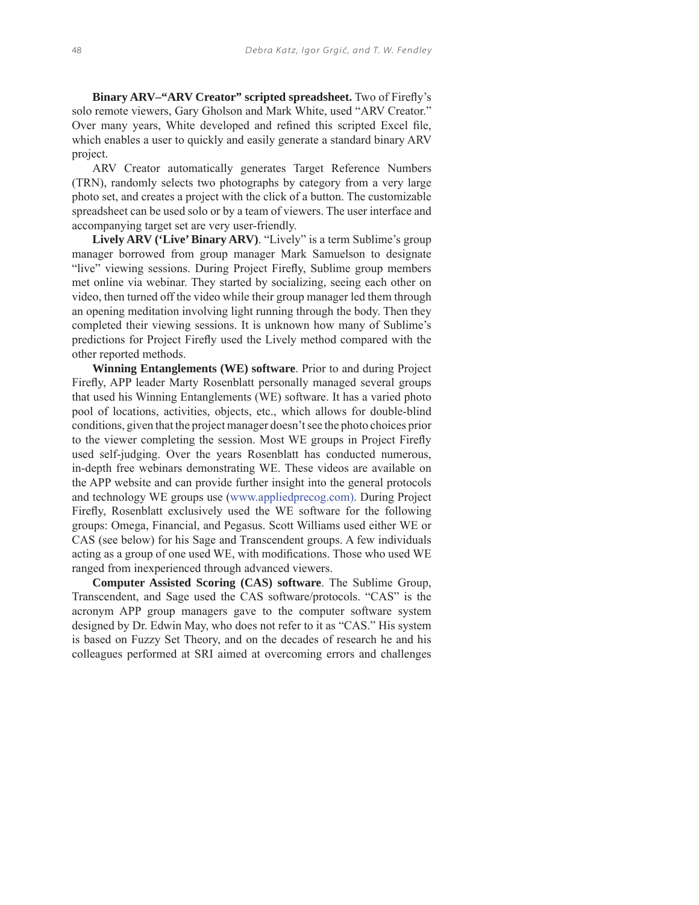**Binary ARV–“ARV Creator” scripted spreadsheet.** Two of Firefly’s solo remote viewers, Gary Gholson and Mark White, used “ARV Creator.” Over many years, White developed and refined this scripted Excel file, which enables a user to quickly and easily generate a standard binary ARV project.

ARV Creator automatically generates Target Reference Numbers (TRN), randomly selects two photographs by category from a very large photo set, and creates a project with the click of a button. The customizable spreadsheet can be used solo or by a team of viewers. The user interface and accompanying target set are very user-friendly.

**Lively ARV (‘Live’ Binary ARV)**. “Lively” is a term Sublime’s group manager borrowed from group manager Mark Samuelson to designate “live” viewing sessions. During Project Firefly, Sublime group members met online via webinar. They started by socializing, seeing each other on video, then turned off the video while their group manager led them through an opening meditation involving light running through the body. Then they completed their viewing sessions. It is unknown how many of Sublime’s predictions for Project Firefly used the Lively method compared with the other reported methods.

**Winning Entanglements (WE) software**. Prior to and during Project Firefly, APP leader Marty Rosenblatt personally managed several groups that used his Winning Entanglements (WE) software. It has a varied photo pool of locations, activities, objects, etc., which allows for double-blind conditions, given that the project manager doesn’t see the photo choices prior to the viewer completing the session. Most WE groups in Project Firefly used self-judging. Over the years Rosenblatt has conducted numerous, in-depth free webinars demonstrating WE. These videos are available on the APP website and can provide further insight into the general protocols and technology WE groups use (www.appliedprecog.com). During Project Firefly, Rosenblatt exclusively used the WE software for the following groups: Omega, Financial, and Pegasus. Scott Williams used either WE or CAS (see below) for his Sage and Transcendent groups. A few individuals acting as a group of one used WE, with modifications. Those who used WE ranged from inexperienced through advanced viewers.

**Computer Assisted Scoring (CAS) software**. The Sublime Group, Transcendent, and Sage used the CAS software/protocols. “CAS” is the acronym APP group managers gave to the computer software system designed by Dr. Edwin May, who does not refer to it as “CAS.” His system is based on Fuzzy Set Theory, and on the decades of research he and his colleagues performed at SRI aimed at overcoming errors and challenges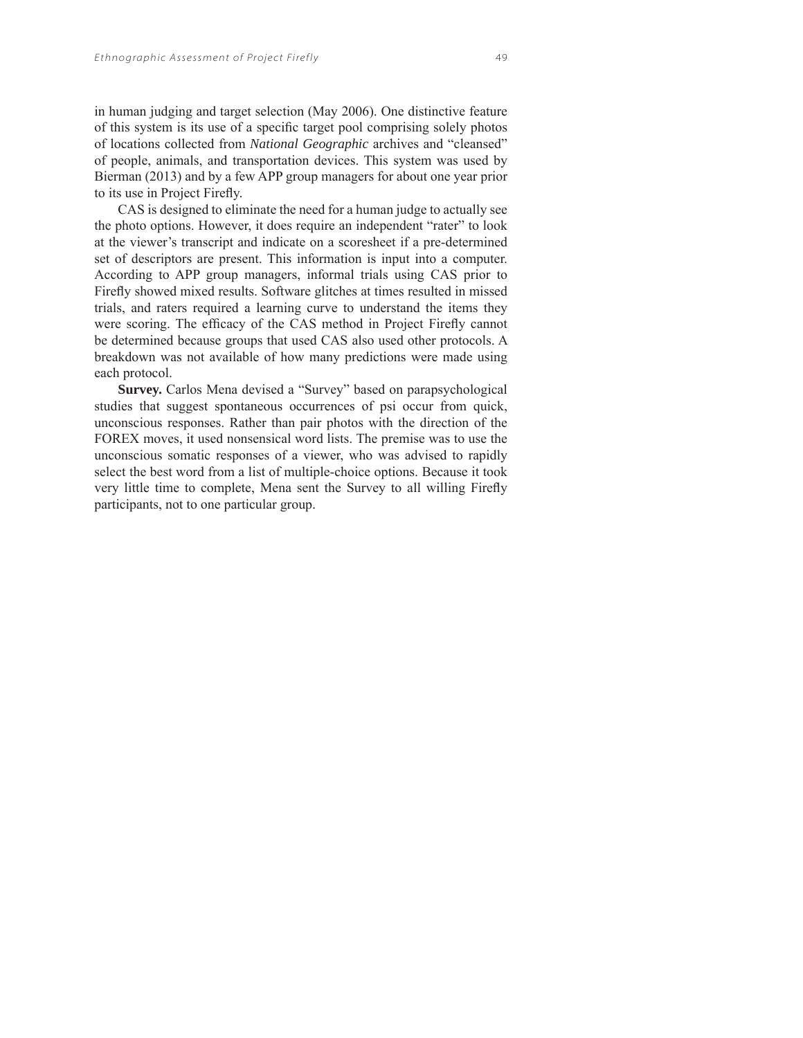in human judging and target selection (May 2006). One distinctive feature of this system is its use of a specific target pool comprising solely photos of locations collected from *National Geographic* archives and "cleansed" of people, animals, and transportation devices. This system was used by Bierman (2013) and by a few APP group managers for about one year prior to its use in Project Firefly.

CAS is designed to eliminate the need for a human judge to actually see the photo options. However, it does require an independent "rater" to look at the viewer's transcript and indicate on a scoresheet if a pre-determined set of descriptors are present. This information is input into a computer. According to APP group managers, informal trials using CAS prior to Firefly showed mixed results. Software glitches at times resulted in missed trials, and raters required a learning curve to understand the items they were scoring. The efficacy of the CAS method in Project Firefly cannot be determined because groups that used CAS also used other protocols. A breakdown was not available of how many predictions were made using each protocol.

**Survey.** Carlos Mena devised a "Survey" based on parapsychological studies that suggest spontaneous occurrences of psi occur from quick, unconscious responses. Rather than pair photos with the direction of the FOREX moves, it used nonsensical word lists. The premise was to use the unconscious somatic responses of a viewer, who was advised to rapidly select the best word from a list of multiple-choice options. Because it took very little time to complete, Mena sent the Survey to all willing Firefly participants, not to one particular group.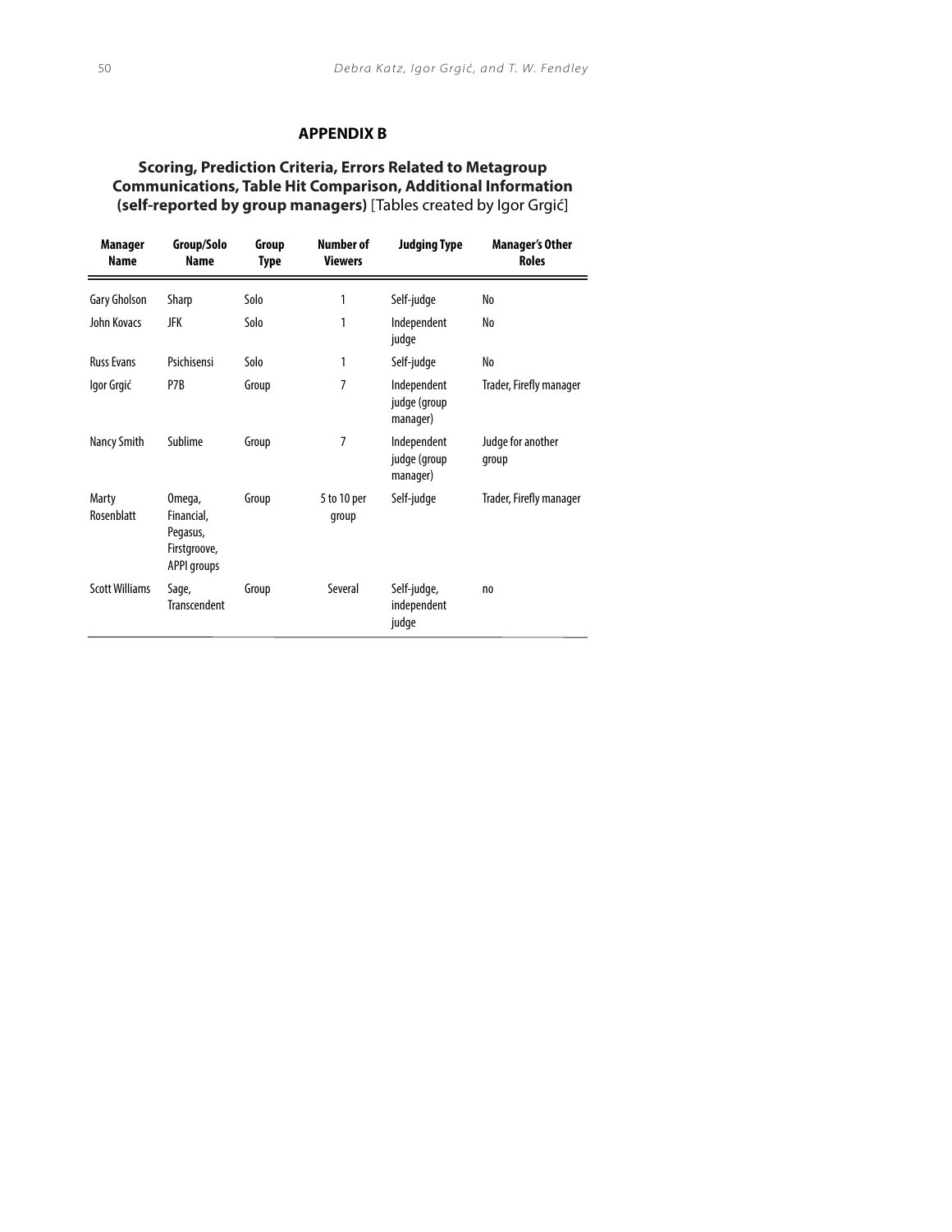## APPENDIX B

### Scoring, Prediction Criteria, Errors Related to Metagroup Communications, Table Hit Comparison, Additional Information (self-reported by group managers) [Tables created by Igor Grgić]

| Manager Name | Group/Solo Name | Group Type | Number of Viewers | Judging Type | Manager's Other Roles |
|---|---|---|---|---|---|
| Gary Gholson | Sharp | Solo | 1 | Self-judge | No |
| John Kovacs | JFK | Solo | 1 | Independent judge | No |
| Russ Evans | Psichisensi | Solo | 1 | Self-judge | No |
| Igor Grgić | P7B | Group | 7 | Independent judge (group manager) | Trader, Firefly manager |
| Nancy Smith | Sublime | Group | 7 | Independent judge (group manager) | Judge for another group |
| Marty Rosenblatt | Omega, Financial, Pegasus, Firstgroove, APPI groups | Group | 5 to 10 per group | Self-judge | Trader, Firefly manager |
| Scott Williams | Sage, Transcendent | Group | Several | Self-judge, independent judge | no |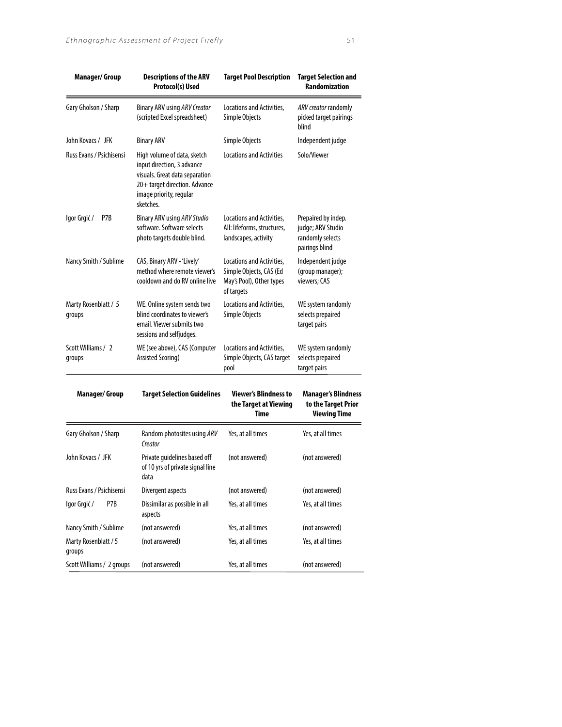| Manager/ Group | Descriptions of the ARV Protocol(s) Used | Target Pool Description | Target Selection and Randomization |
|---|---|---|---|
| Gary Gholson / Sharp | Binary ARV using *ARV Creator* (scripted Excel spreadsheet) | Locations and Activities, Simple Objects | *ARV creator* randomly picked target pairings blind |
| John Kovacs / JFK | Binary ARV | Simple Objects | Independent judge |
| Russ Evans / Psichisensi | High volume of data, sketch input direction, 3 advance visuals. Great data separation 20+ target direction. Advance image priority, regular sketches. | Locations and Activities | Solo/Viewer |
| Igor Grgić / P7B | Binary ARV using *ARV Studio* software. Software selects photo targets double blind. | Locations and Activities, All: lifeforms, structures, landscapes, activity | Prepaired by indep. judge; ARV Studio randomly selects pairings blind |
| Nancy Smith / Sublime | CAS, Binary ARV - 'Lively' method where remote viewer's cooldown and do RV online live | Locations and Activities, Simple Objects, CAS (Ed May's Pool), Other types of targets | Independent judge (group manager); viewers; CAS |
| Marty Rosenblatt / 5 groups | WE. Online system sends two blind coordinates to viewer's email. Viewer submits two sessions and selfjudges. | Locations and Activities, Simple Objects | WE system randomly selects prepaired target pairs |
| Scott Williams / 2 groups | WE (see above), CAS (Computer Assisted Scoring) | Locations and Activities, Simple Objects, CAS target pool | WE system randomly selects prepaired target pairs |

| Manager/ Group | Target Selection Guidelines | Viewer's Blindness to the Target at Viewing Time | Manager's Blindness to the Target Prior Viewing Time |
|---|---|---|---|
| Gary Gholson / Sharp | Random photosites using *ARV Creator* | Yes, at all times | Yes, at all times |
| John Kovacs / JFK | Private guidelines based off of 10 yrs of private signal line data | (not answered) | (not answered) |
| Russ Evans / Psichisensi | Divergent aspects | (not answered) | (not answered) |
| Igor Grgić / P7B | Dissimilar as possible in all aspects | Yes, at all times | Yes, at all times |
| Nancy Smith / Sublime | (not answered) | Yes, at all times | (not answered) |
| Marty Rosenblatt / 5 groups | (not answered) | Yes, at all times | Yes, at all times |
| Scott Williams / 2 groups | (not answered) | Yes, at all times | (not answered) |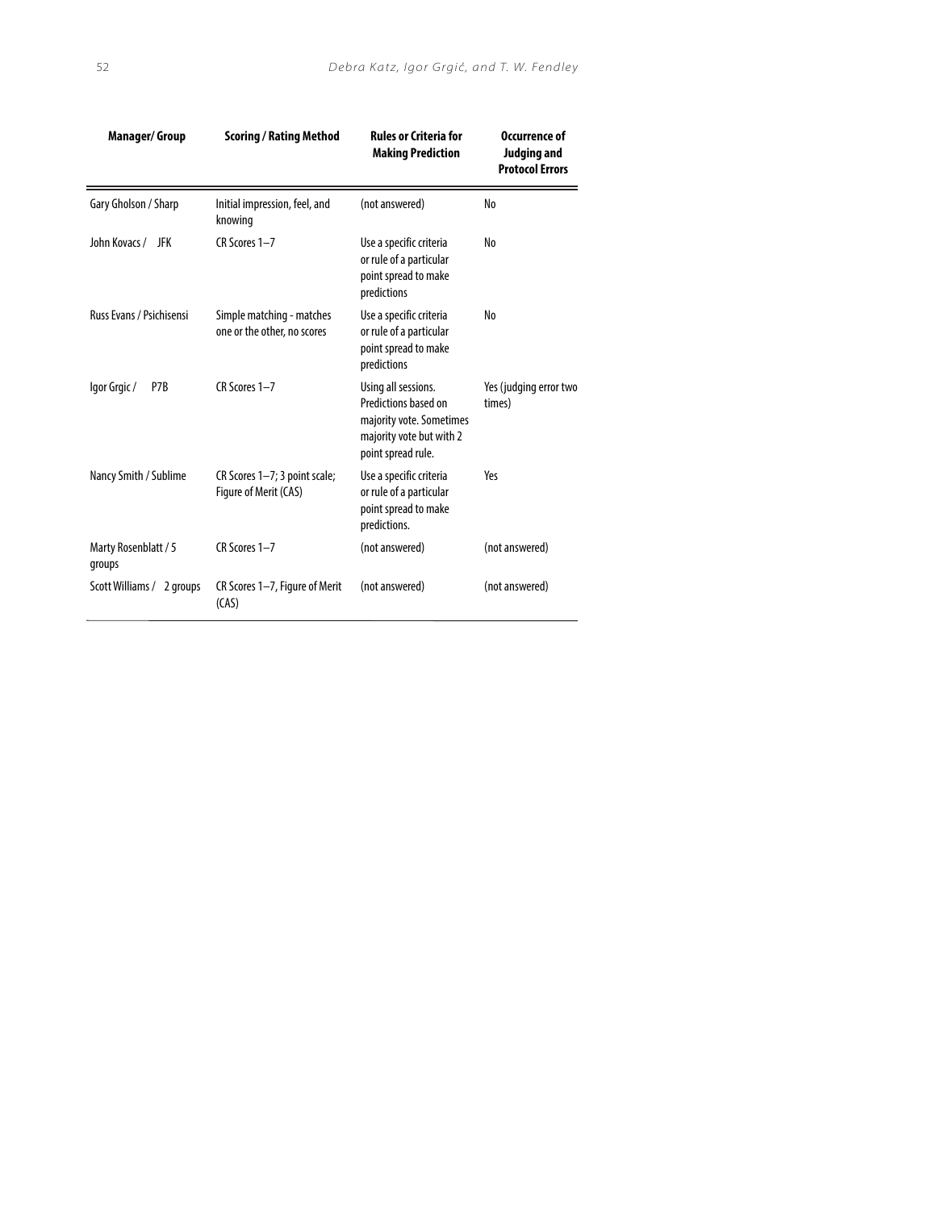| Manager/ Group | Scoring / Rating Method | Rules or Criteria for Making Prediction | Occurrence of Judging and Protocol Errors |
|---|---|---|---|
| Gary Gholson / Sharp | Initial impression, feel, and knowing | (not answered) | No |
| John Kovacs / JFK | CR Scores 1–7 | Use a specific criteria or rule of a particular point spread to make predictions | No |
| Russ Evans / Psichisensi | Simple matching - matches one or the other, no scores | Use a specific criteria or rule of a particular point spread to make predictions | No |
| Igor Grgic / P7B | CR Scores 1–7 | Using all sessions. Predictions based on majority vote. Sometimes majority vote but with 2 point spread rule. | Yes (judging error two times) |
| Nancy Smith / Sublime | CR Scores 1–7; 3 point scale; Figure of Merit (CAS) | Use a specific criteria or rule of a particular point spread to make predictions. | Yes |
| Marty Rosenblatt / 5 groups | CR Scores 1–7 | (not answered) | (not answered) |
| Scott Williams / 2 groups | CR Scores 1–7, Figure of Merit (CAS) | (not answered) | (not answered) |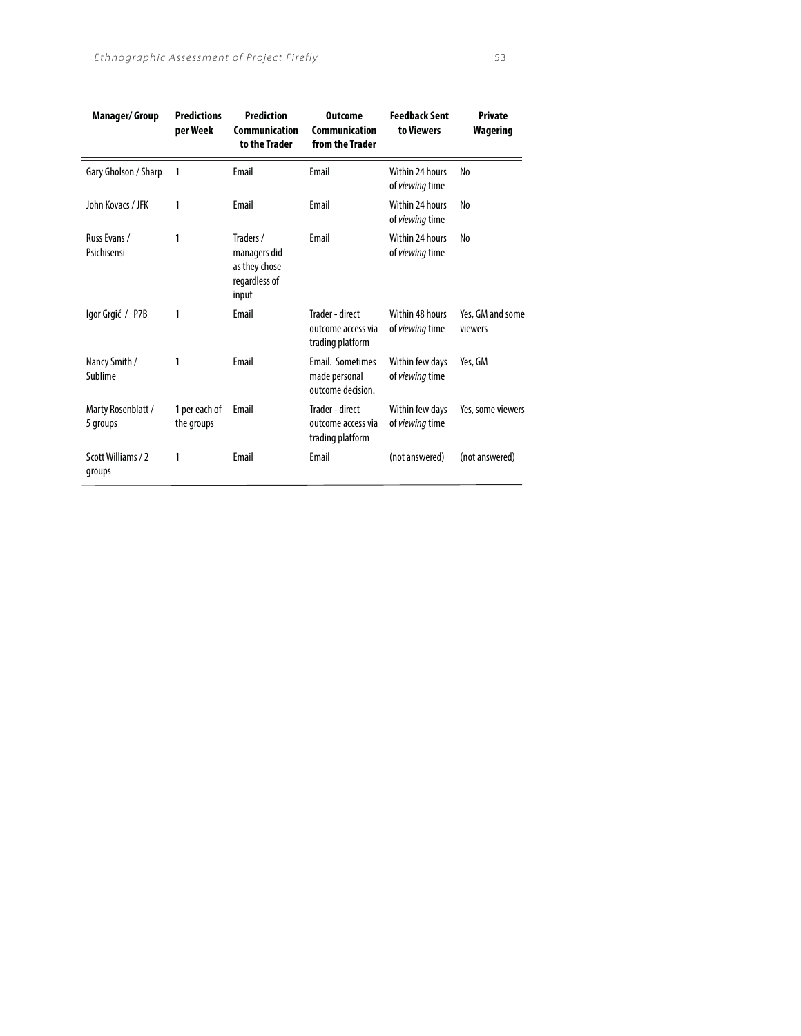| Manager/ Group | Predictions per Week | Prediction Communication to the Trader | Outcome Communication from the Trader | Feedback Sent to Viewers | Private Wagering |
|---|---|---|---|---|---|
| Gary Gholson / Sharp | 1 | Email | Email | Within 24 hours of *viewing* time | No |
| John Kovacs / JFK | 1 | Email | Email | Within 24 hours of *viewing* time | No |
| Russ Evans / Psichisensi | 1 | Traders / managers did as they chose regardless of input | Email | Within 24 hours of *viewing* time | No |
| Igor Grgić / P7B | 1 | Email | Trader - direct outcome access via trading platform | Within 48 hours of *viewing* time | Yes, GM and some viewers |
| Nancy Smith / Sublime | 1 | Email | Email. Sometimes made personal outcome decision. | Within few days of *viewing* time | Yes, GM |
| Marty Rosenblatt / 5 groups | 1 per each of the groups | Email | Trader - direct outcome access via trading platform | Within few days of *viewing* time | Yes, some viewers |
| Scott Williams / 2 groups | 1 | Email | Email | (not answered) | (not answered) |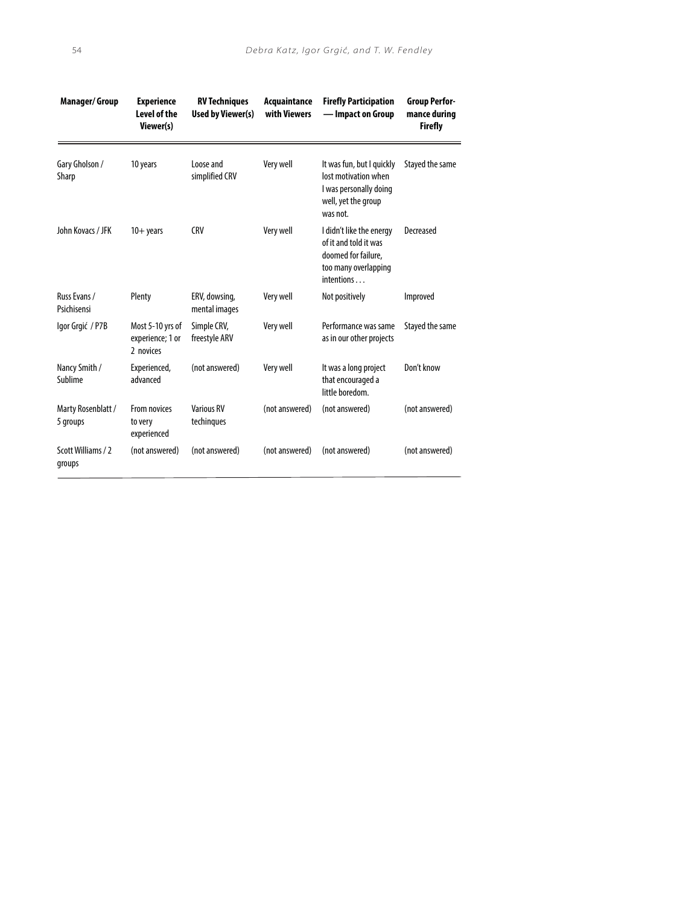| Manager/ Group | Experience Level of the Viewer(s) | RV Techniques Used by Viewer(s) | Acquaintance with Viewers | Firefly Participation — Impact on Group | Group Performance during Firefly |
|---|---|---|---|---|---|
| Gary Gholson / Sharp | 10 years | Loose and simplified CRV | Very well | It was fun, but I quickly lost motivation when I was personally doing well, yet the group was not. | Stayed the same |
| John Kovacs / JFK | 10+ years | CRV | Very well | I didn't like the energy of it and told it was doomed for failure, too many overlapping intentions . . . | Decreased |
| Russ Evans / Psichisensi | Plenty | ERV, dowsing, mental images | Very well | Not positively | Improved |
| Igor Grgić / P7B | Most 5-10 yrs of experience; 1 or 2 novices | Simple CRV, freestyle ARV | Very well | Performance was same as in our other projects | Stayed the same |
| Nancy Smith / Sublime | Experienced, advanced | (not answered) | Very well | It was a long project that encouraged a little boredom. | Don't know |
| Marty Rosenblatt / 5 groups | From novices to very experienced | Various RV techinques | (not answered) | (not answered) | (not answered) |
| Scott Williams / 2 groups | (not answered) | (not answered) | (not answered) | (not answered) | (not answered) |